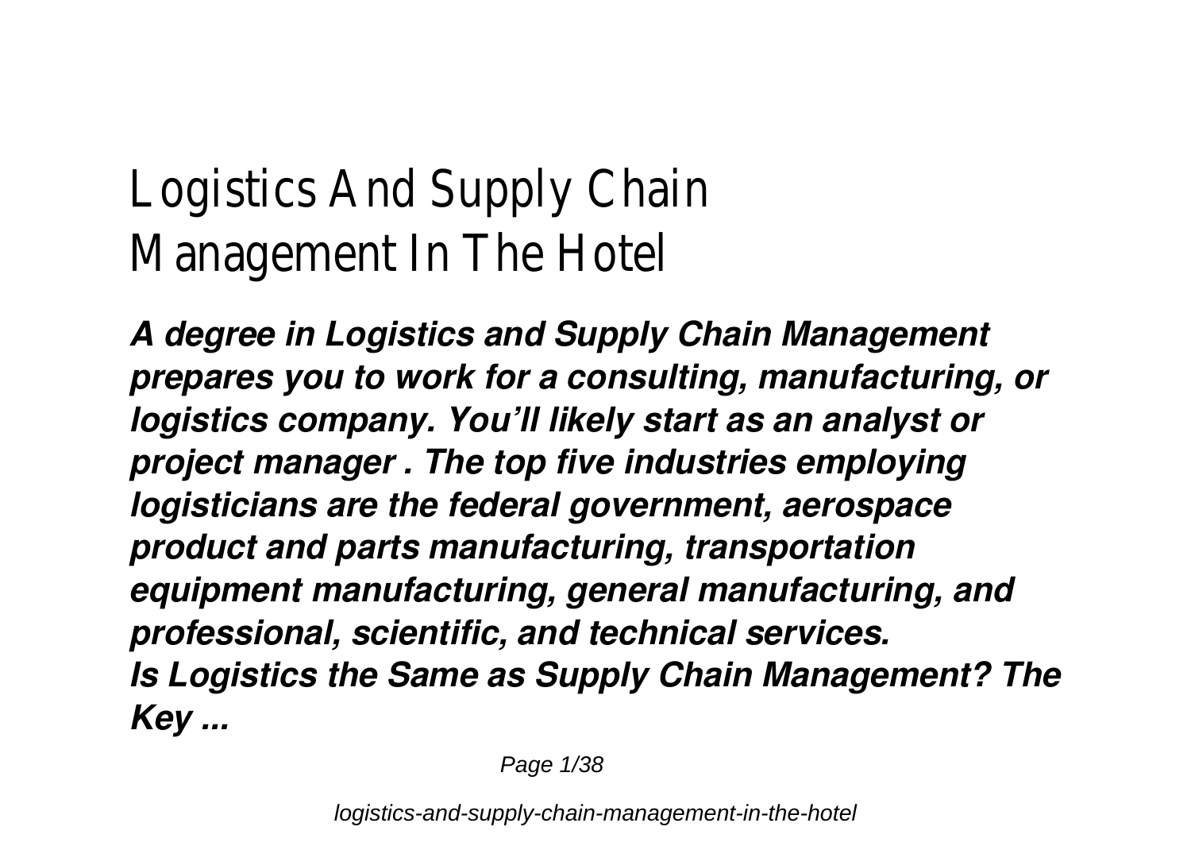# Logistics And Supply Chain Management In The Hotel

***A degree in Logistics and Supply Chain Management prepares you to work for a consulting, manufacturing, or logistics company. You'll likely start as an analyst or project manager . The top five industries employing logisticians are the federal government, aerospace product and parts manufacturing, transportation equipment manufacturing, general manufacturing, and professional, scientific, and technical services.***
***Is Logistics the Same as Supply Chain Management? The Key ...***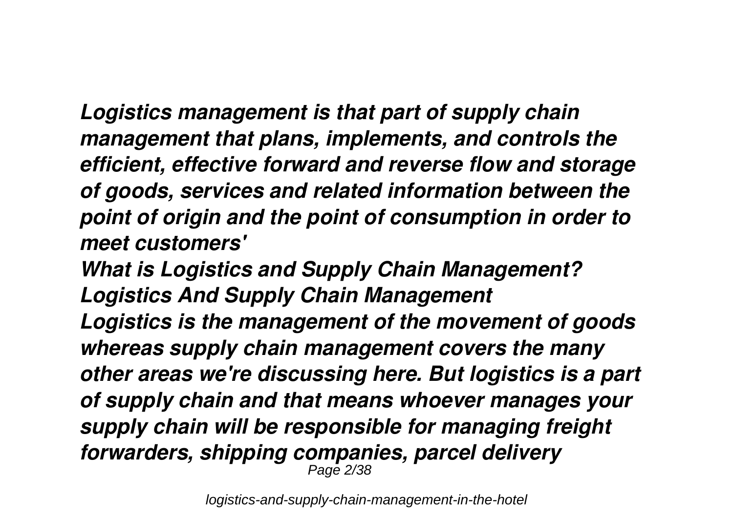*Logistics management is that part of supply chain management that plans, implements, and controls the efficient, effective forward and reverse flow and storage of goods, services and related information between the point of origin and the point of consumption in order to meet customers'*

*What is Logistics and Supply Chain Management?*

*Logistics And Supply Chain Management*

*Logistics is the management of the movement of goods whereas supply chain management covers the many other areas we're discussing here. But logistics is a part of supply chain and that means whoever manages your supply chain will be responsible for managing freight forwarders, shipping companies, parcel delivery*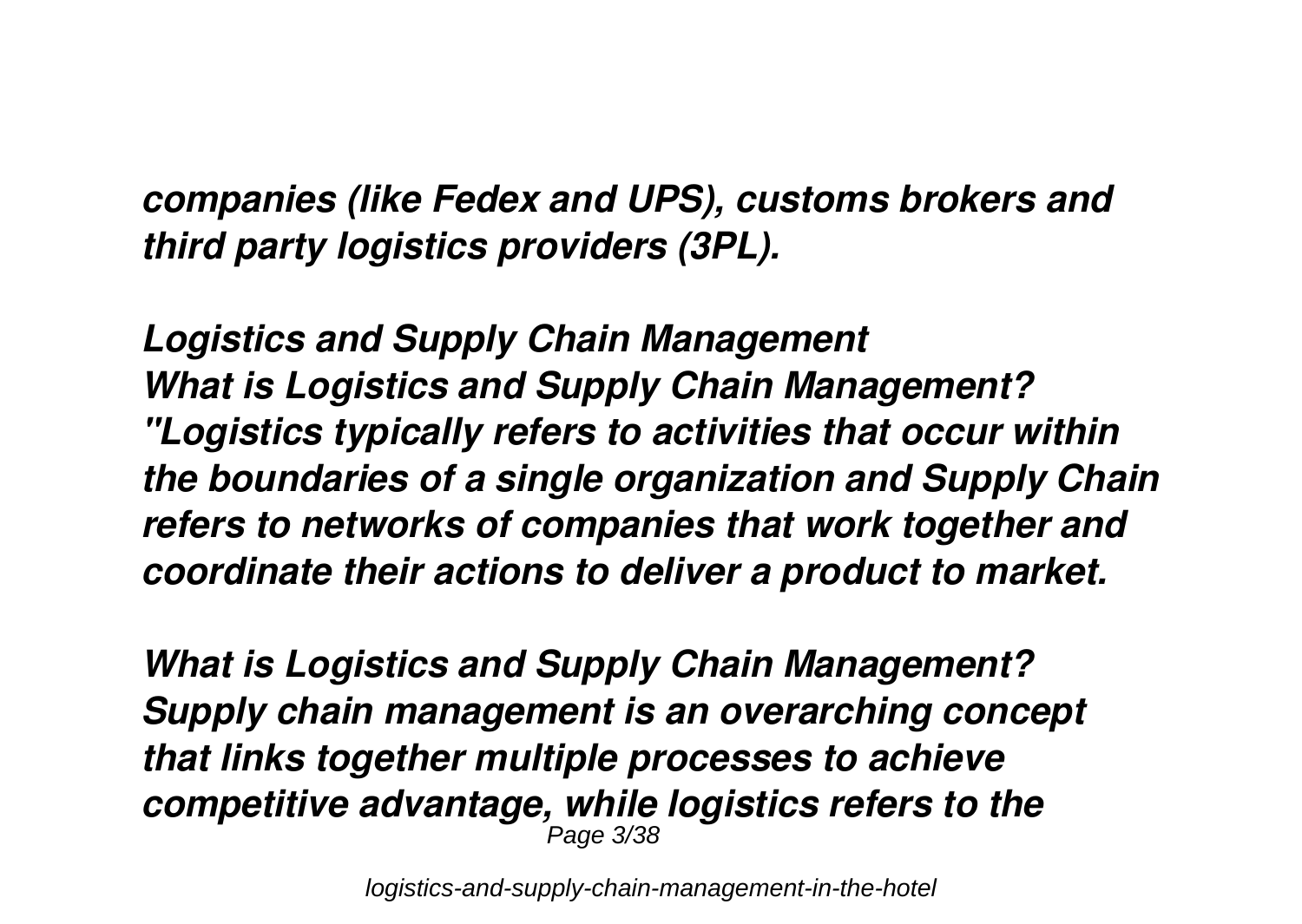*companies (like Fedex and UPS), customs brokers and third party logistics providers (3PL).*

***Logistics and Supply Chain Management***

***What is Logistics and Supply Chain Management?***

*"Logistics typically refers to activities that occur within the boundaries of a single organization and Supply Chain refers to networks of companies that work together and coordinate their actions to deliver a product to market.*

***What is Logistics and Supply Chain Management?***

*Supply chain management is an overarching concept that links together multiple processes to achieve competitive advantage, while logistics refers to the*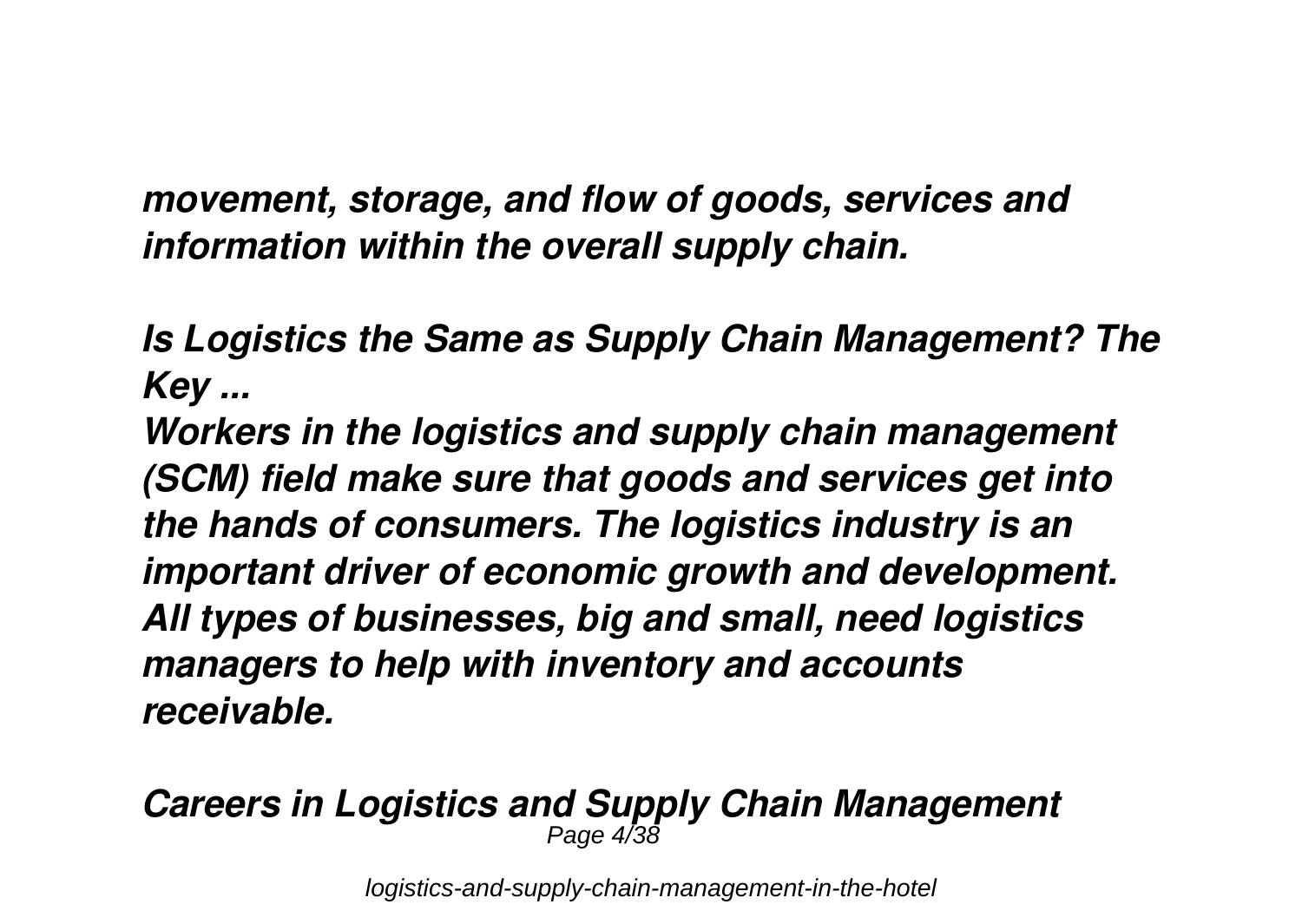*movement, storage, and flow of goods, services and information within the overall supply chain.*

***Is Logistics the Same as Supply Chain Management? The Key ...***

***Workers in the logistics and supply chain management (SCM) field make sure that goods and services get into the hands of consumers. The logistics industry is an important driver of economic growth and development. All types of businesses, big and small, need logistics managers to help with inventory and accounts receivable.***

***Careers in Logistics and Supply Chain Management***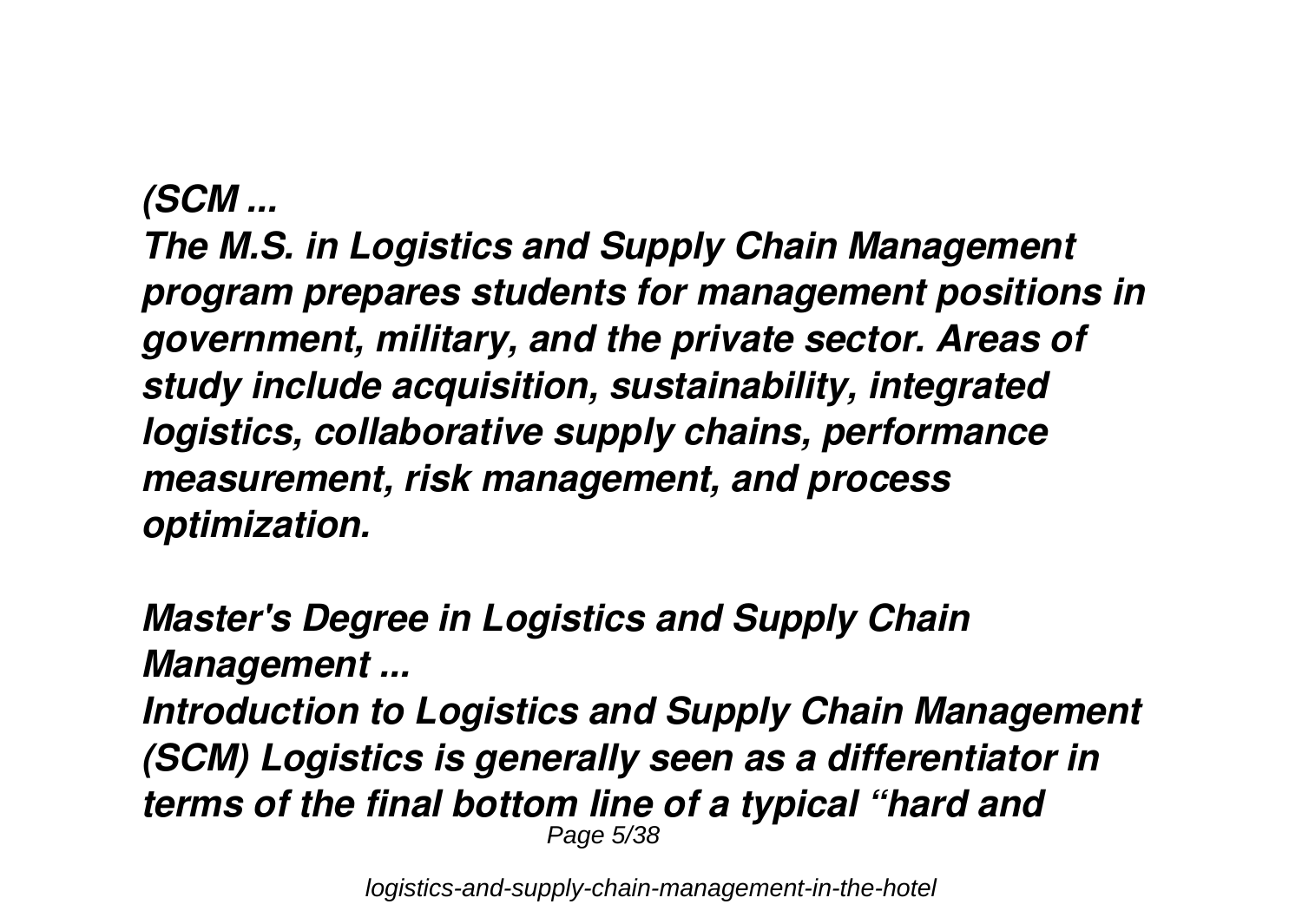*(SCM ...*

*The M.S. in Logistics and Supply Chain Management program prepares students for management positions in government, military, and the private sector. Areas of study include acquisition, sustainability, integrated logistics, collaborative supply chains, performance measurement, risk management, and process optimization.*

*Master's Degree in Logistics and Supply Chain Management ...*

*Introduction to Logistics and Supply Chain Management (SCM) Logistics is generally seen as a differentiator in terms of the final bottom line of a typical "hard and*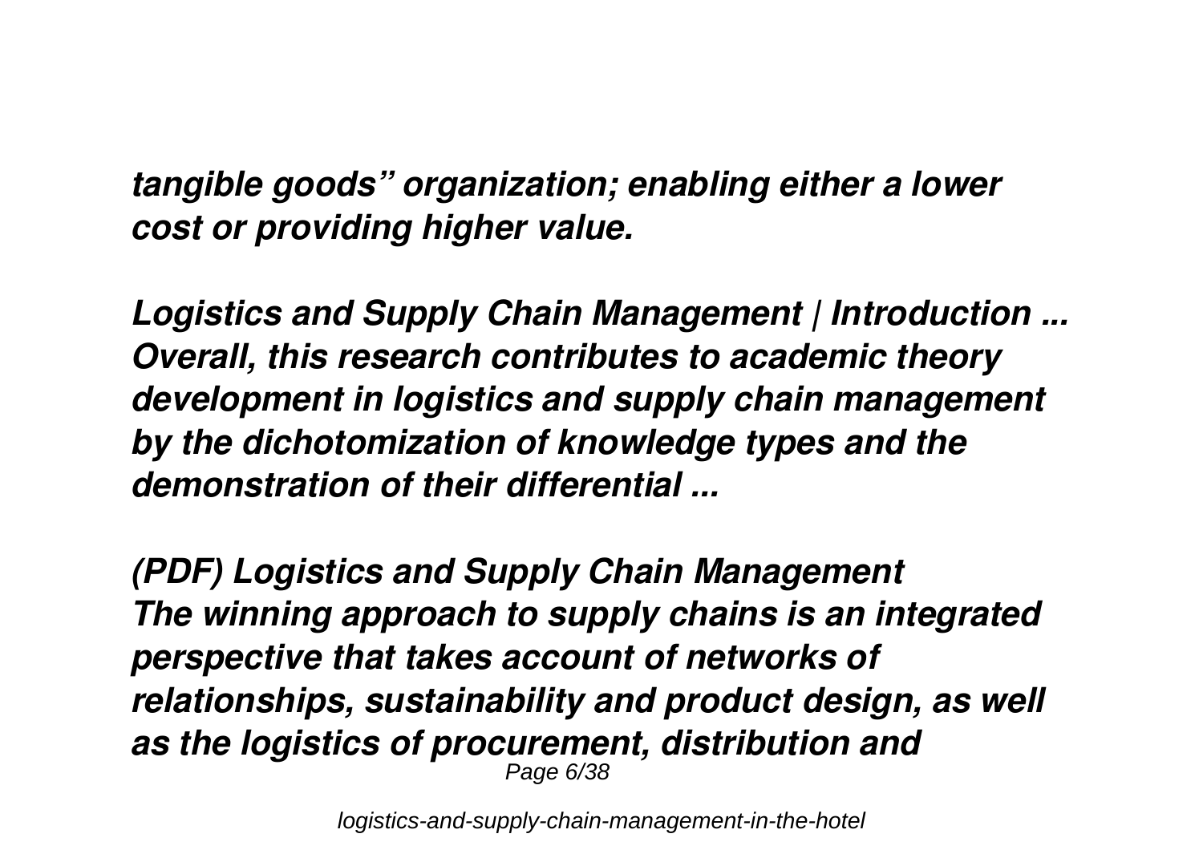*tangible goods" organization; enabling either a lower cost or providing higher value.*

***Logistics and Supply Chain Management | Introduction ...***
***Overall, this research contributes to academic theory development in logistics and supply chain management by the dichotomization of knowledge types and the demonstration of their differential ...***

***(PDF) Logistics and Supply Chain Management***
***The winning approach to supply chains is an integrated perspective that takes account of networks of relationships, sustainability and product design, as well as the logistics of procurement, distribution and***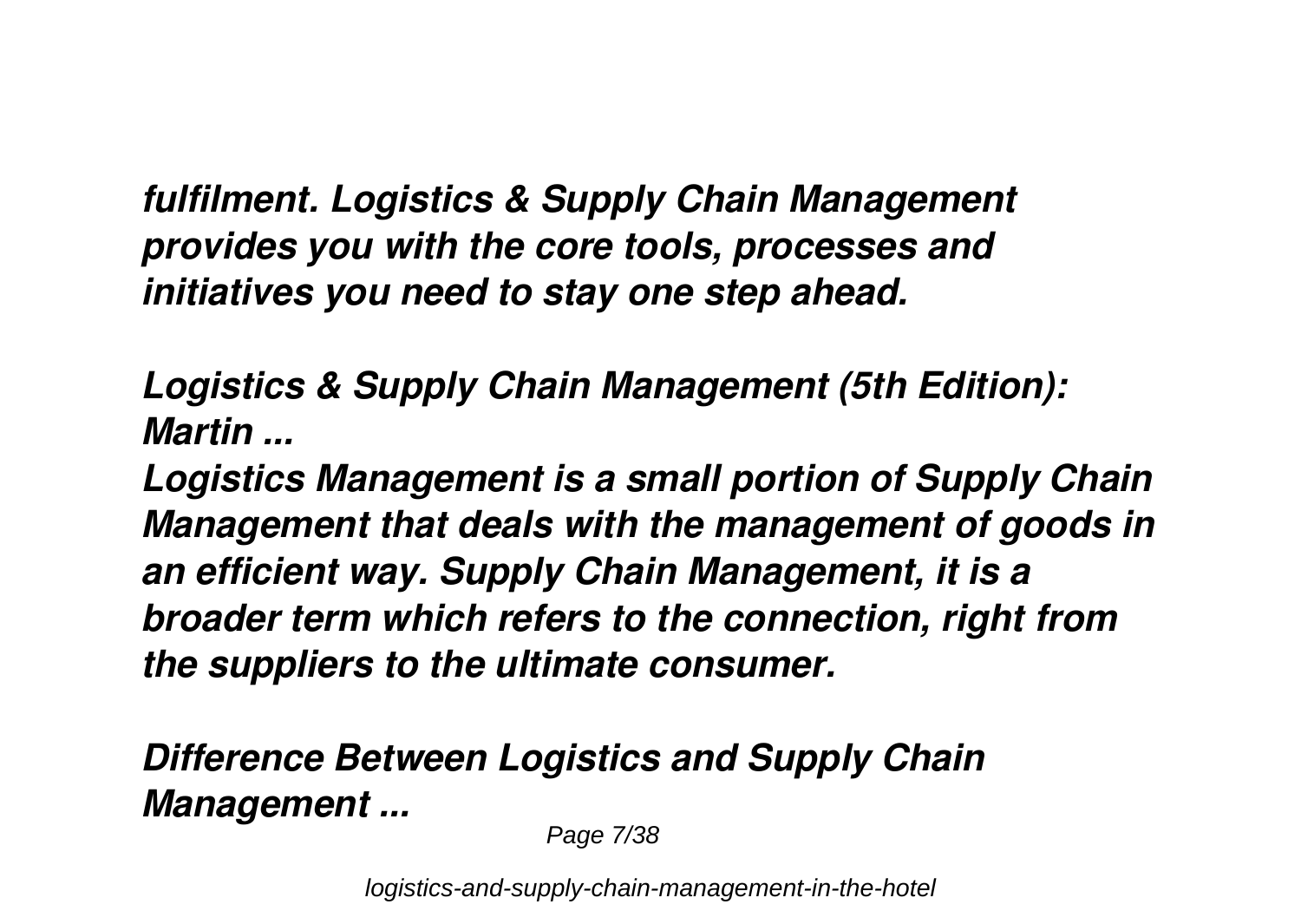*fulfilment. Logistics & Supply Chain Management provides you with the core tools, processes and initiatives you need to stay one step ahead.*

***Logistics & Supply Chain Management (5th Edition): Martin ...***

***Logistics Management is a small portion of Supply Chain Management that deals with the management of goods in an efficient way. Supply Chain Management, it is a broader term which refers to the connection, right from the suppliers to the ultimate consumer.***

***Difference Between Logistics and Supply Chain Management ...***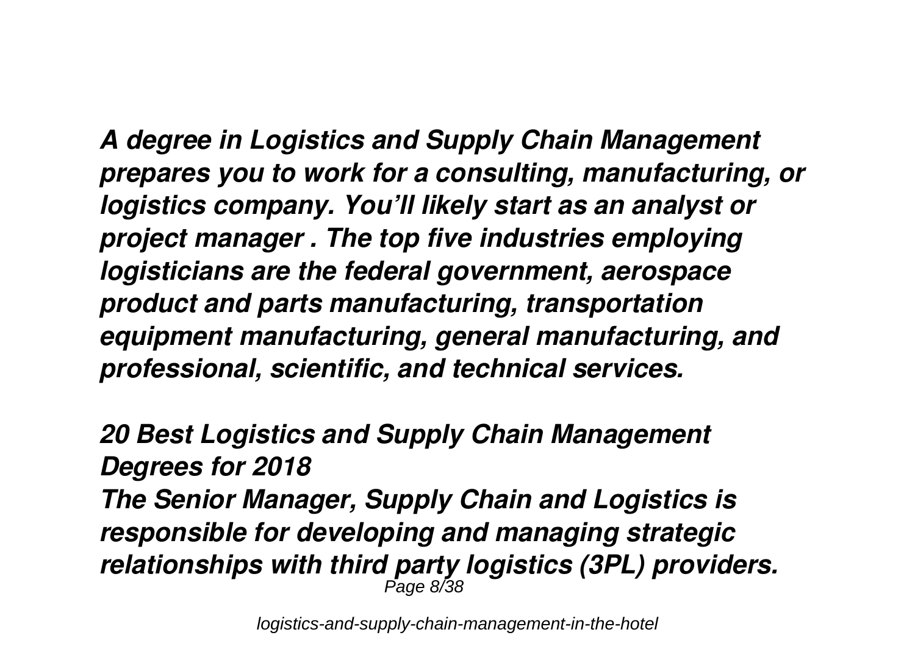*A degree in Logistics and Supply Chain Management prepares you to work for a consulting, manufacturing, or logistics company. You'll likely start as an analyst or project manager . The top five industries employing logisticians are the federal government, aerospace product and parts manufacturing, transportation equipment manufacturing, general manufacturing, and professional, scientific, and technical services.*

***20 Best Logistics and Supply Chain Management Degrees for 2018***

*The Senior Manager, Supply Chain and Logistics is responsible for developing and managing strategic relationships with third party logistics (3PL) providers.*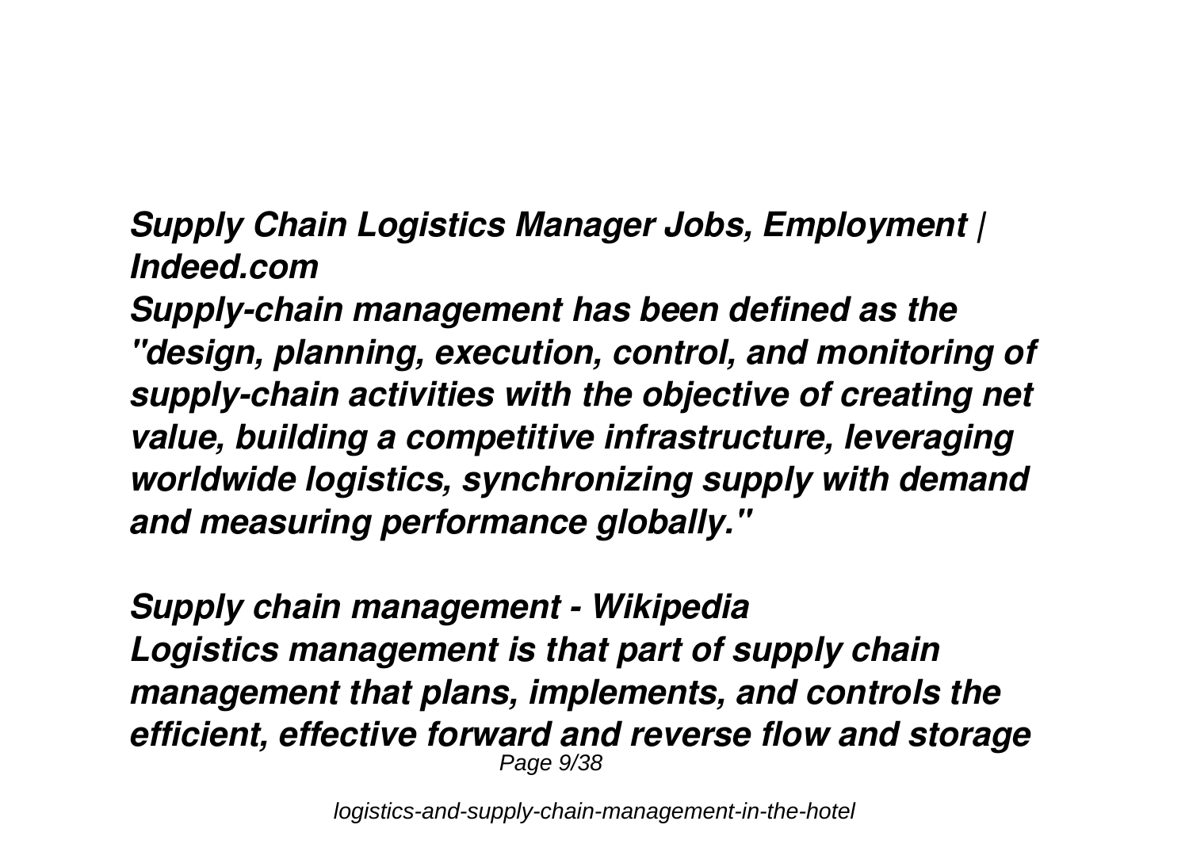***Supply Chain Logistics Manager Jobs, Employment | Indeed.com***

***Supply-chain management has been defined as the "design, planning, execution, control, and monitoring of supply-chain activities with the objective of creating net value, building a competitive infrastructure, leveraging worldwide logistics, synchronizing supply with demand and measuring performance globally."***

***Supply chain management - Wikipedia***

***Logistics management is that part of supply chain management that plans, implements, and controls the efficient, effective forward and reverse flow and storage***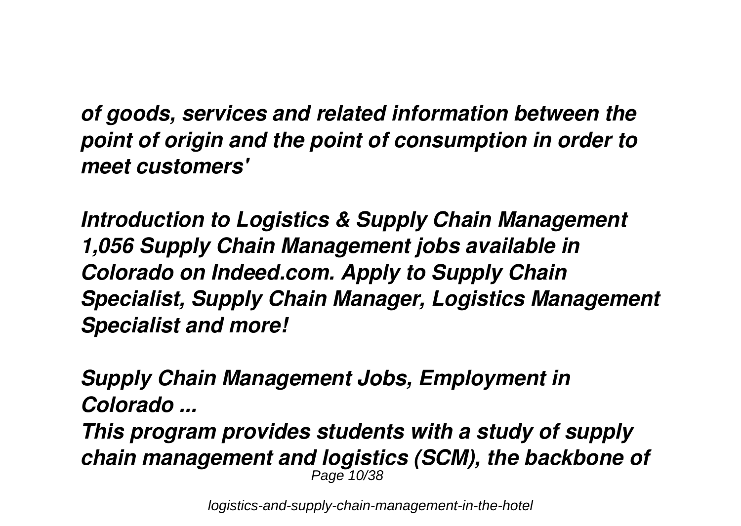*of goods, services and related information between the point of origin and the point of consumption in order to meet customers'*

***Introduction to Logistics & Supply Chain Management***

*1,056 Supply Chain Management jobs available in Colorado on Indeed.com. Apply to Supply Chain Specialist, Supply Chain Manager, Logistics Management Specialist and more!*

***Supply Chain Management Jobs, Employment in Colorado ...***

*This program provides students with a study of supply chain management and logistics (SCM), the backbone of*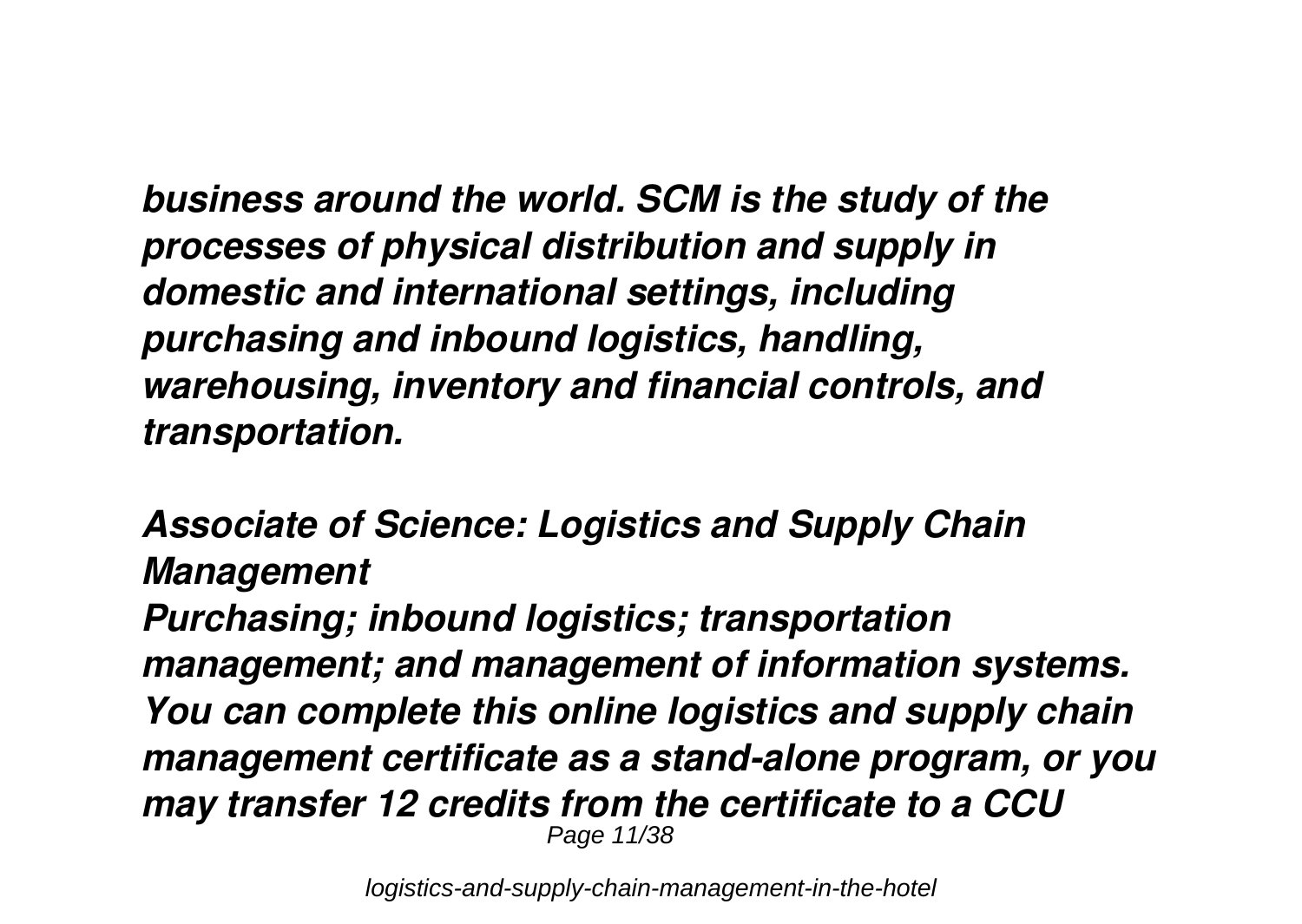*business around the world. SCM is the study of the processes of physical distribution and supply in domestic and international settings, including purchasing and inbound logistics, handling, warehousing, inventory and financial controls, and transportation.*

***Associate of Science: Logistics and Supply Chain Management***

*Purchasing; inbound logistics; transportation management; and management of information systems. You can complete this online logistics and supply chain management certificate as a stand-alone program, or you may transfer 12 credits from the certificate to a CCU*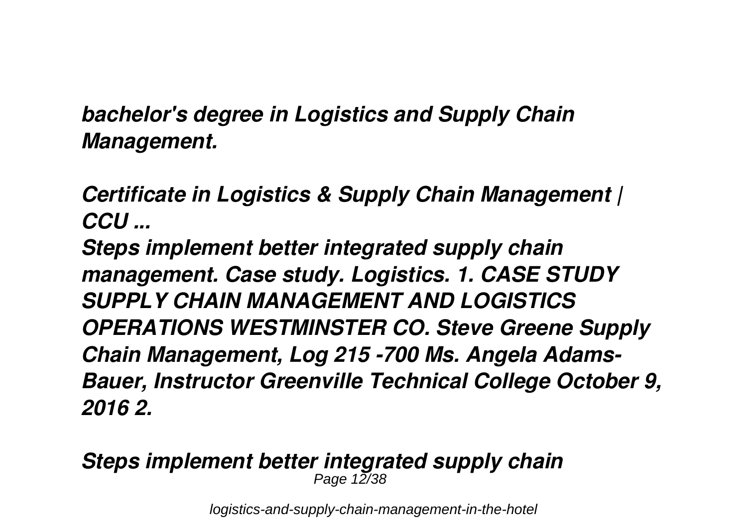*bachelor's degree in Logistics and Supply Chain Management.*

***Certificate in Logistics & Supply Chain Management | CCU ...***

***Steps implement better integrated supply chain management. Case study. Logistics. 1. CASE STUDY SUPPLY CHAIN MANAGEMENT AND LOGISTICS OPERATIONS WESTMINSTER CO. Steve Greene Supply Chain Management, Log 215 -700 Ms. Angela Adams-Bauer, Instructor Greenville Technical College October 9, 2016 2.***

***Steps implement better integrated supply chain***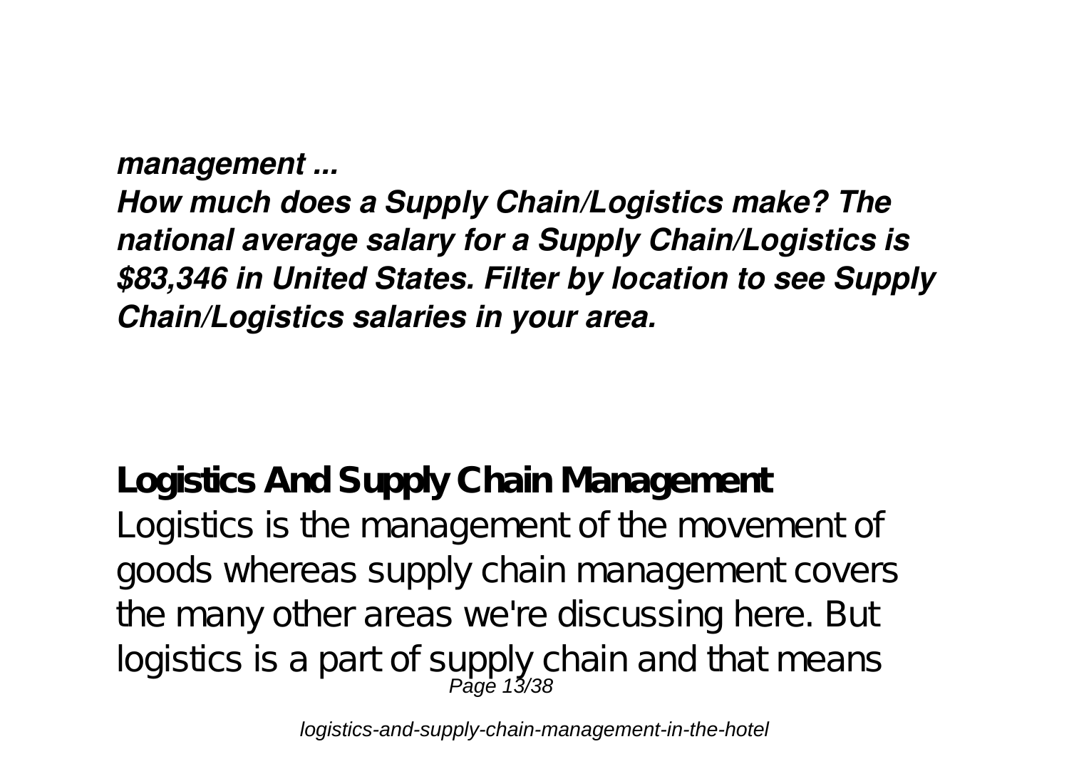***management ...***

***How much does a Supply Chain/Logistics make? The national average salary for a Supply Chain/Logistics is $83,346 in United States. Filter by location to see Supply Chain/Logistics salaries in your area.***

**Logistics And Supply Chain Management**

Logistics is the management of the movement of goods whereas supply chain management covers the many other areas we're discussing here. But logistics is a part of supply chain and that means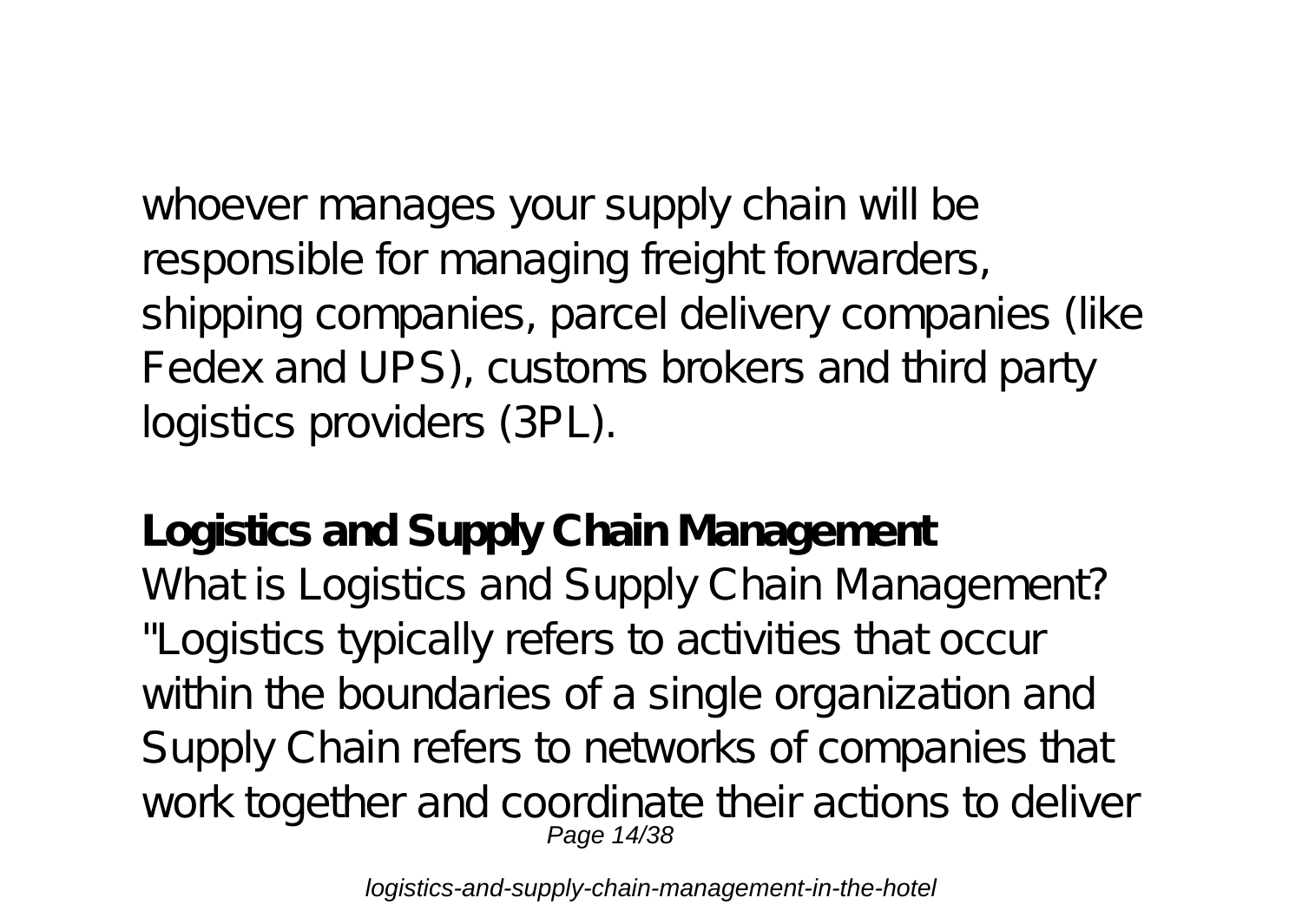whoever manages your supply chain will be responsible for managing freight forwarders, shipping companies, parcel delivery companies (like Fedex and UPS), customs brokers and third party logistics providers (3PL).

**Logistics and Supply Chain Management**

What is Logistics and Supply Chain Management? "Logistics typically refers to activities that occur within the boundaries of a single organization and Supply Chain refers to networks of companies that work together and coordinate their actions to deliver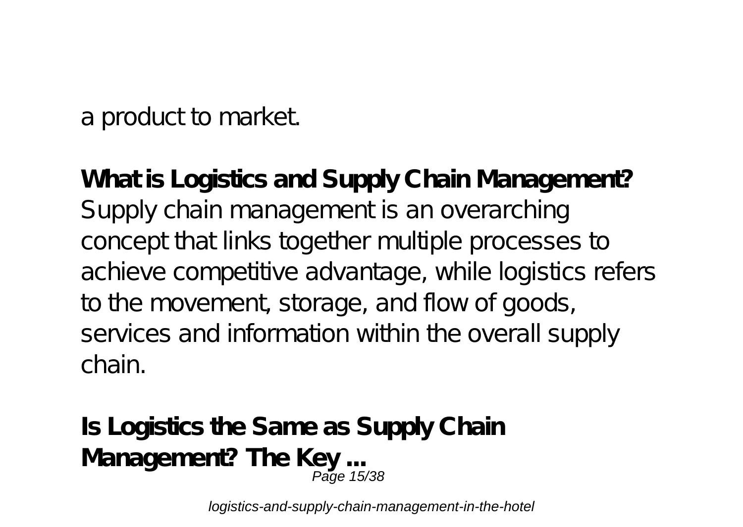a product to market.

**What is Logistics and Supply Chain Management?** Supply chain management is an overarching concept that links together multiple processes to achieve competitive advantage, while logistics refers to the movement, storage, and flow of goods, services and information within the overall supply chain.

**Is Logistics the Same as Supply Chain Management? The Key ...**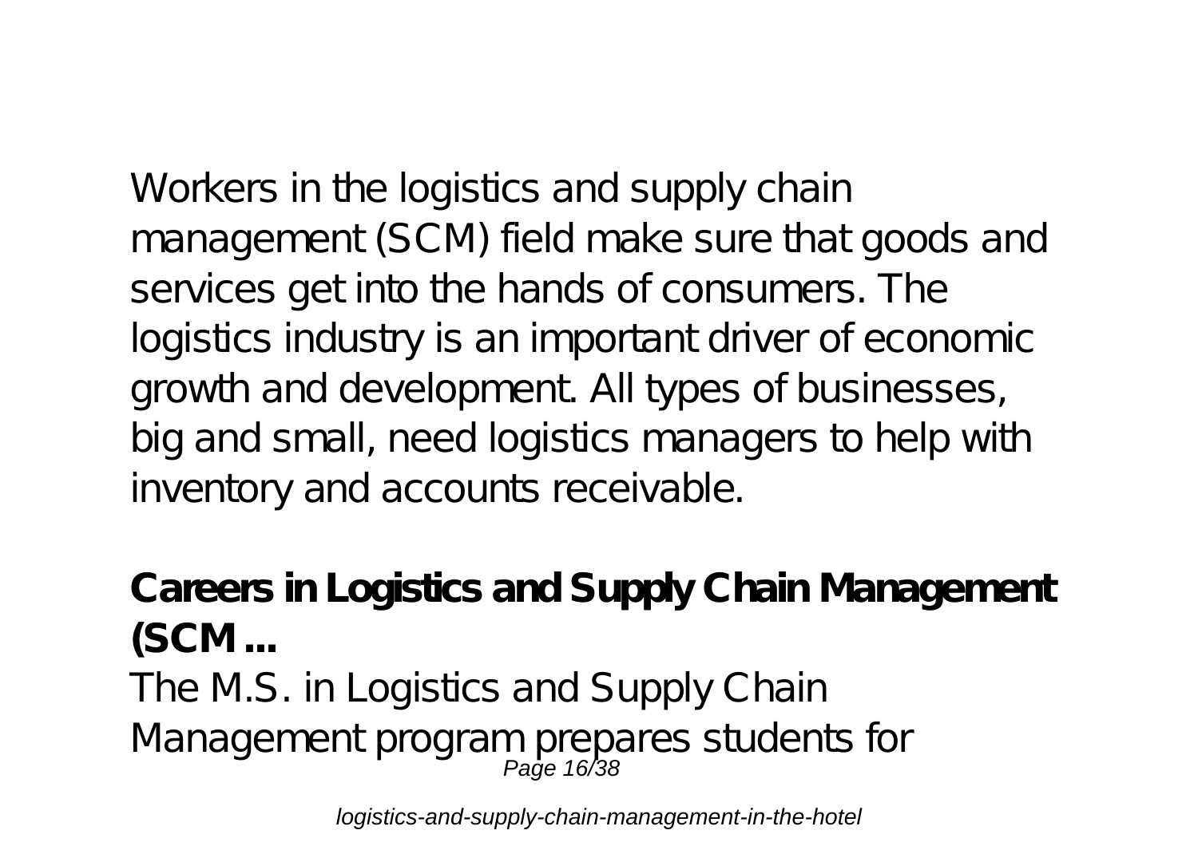Workers in the logistics and supply chain management (SCM) field make sure that goods and services get into the hands of consumers. The logistics industry is an important driver of economic growth and development. All types of businesses, big and small, need logistics managers to help with inventory and accounts receivable.

**Careers in Logistics and Supply Chain Management (SCM ...**

The M.S. in Logistics and Supply Chain Management program prepares students for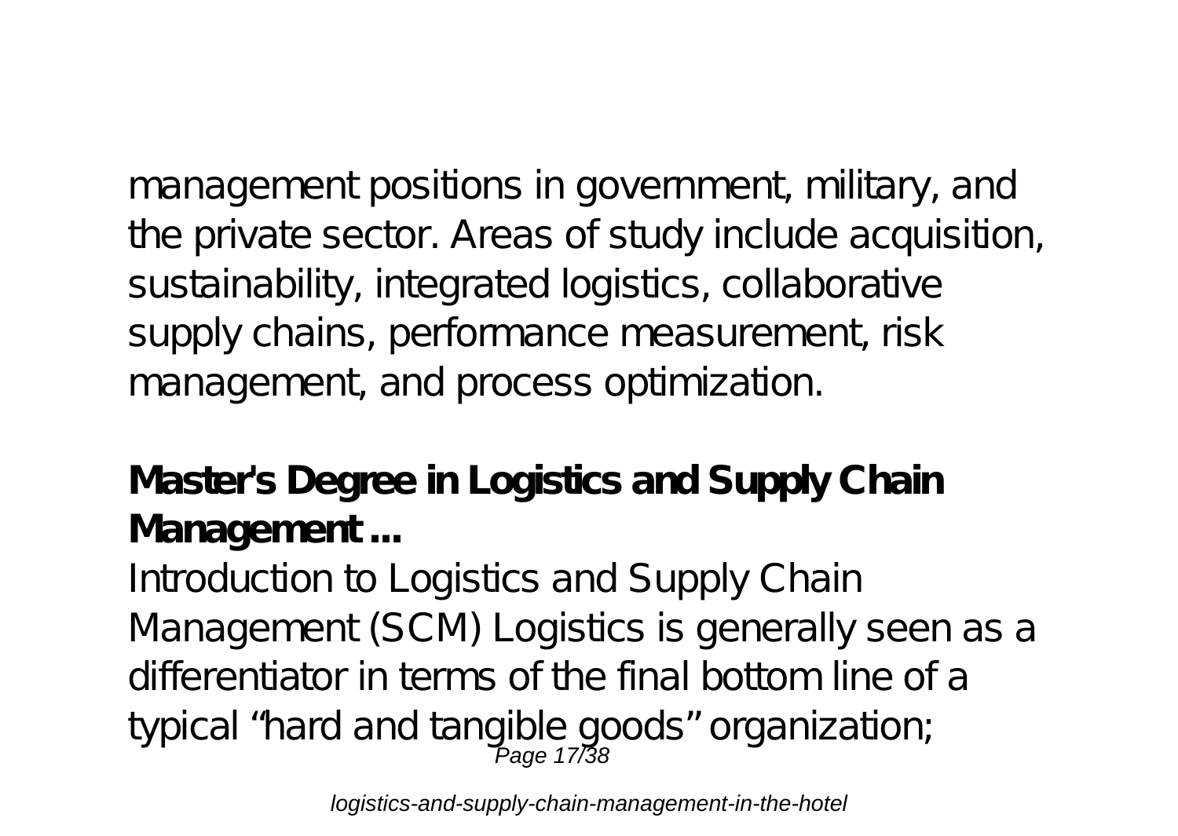management positions in government, military, and the private sector. Areas of study include acquisition, sustainability, integrated logistics, collaborative supply chains, performance measurement, risk management, and process optimization.

**Master's Degree in Logistics and Supply Chain Management ...**

Introduction to Logistics and Supply Chain Management (SCM) Logistics is generally seen as a differentiator in terms of the final bottom line of a typical "hard and tangible goods" organization;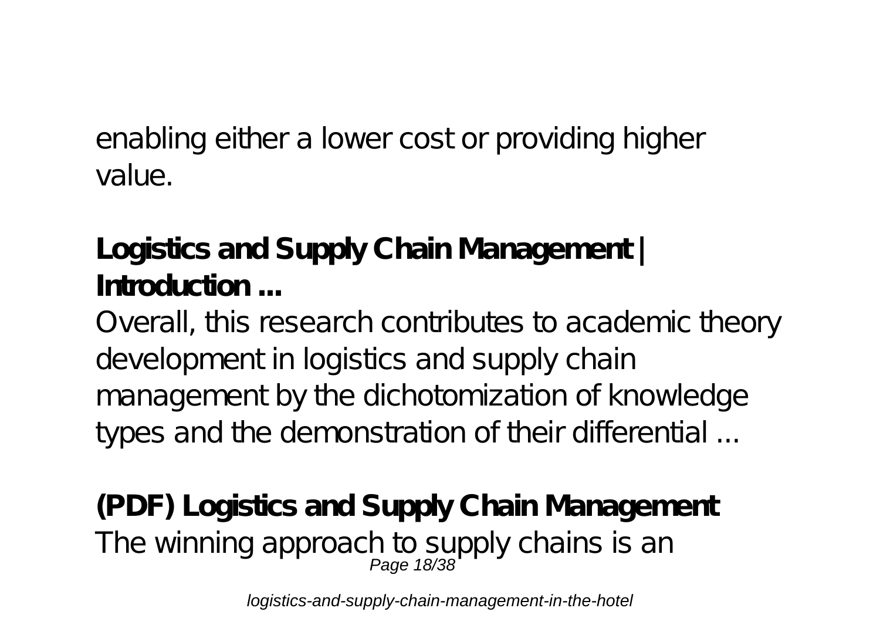enabling either a lower cost or providing higher value.

**Logistics and Supply Chain Management | Introduction ...**

Overall, this research contributes to academic theory development in logistics and supply chain management by the dichotomization of knowledge types and the demonstration of their differential ...

**(PDF) Logistics and Supply Chain Management**

The winning approach to supply chains is an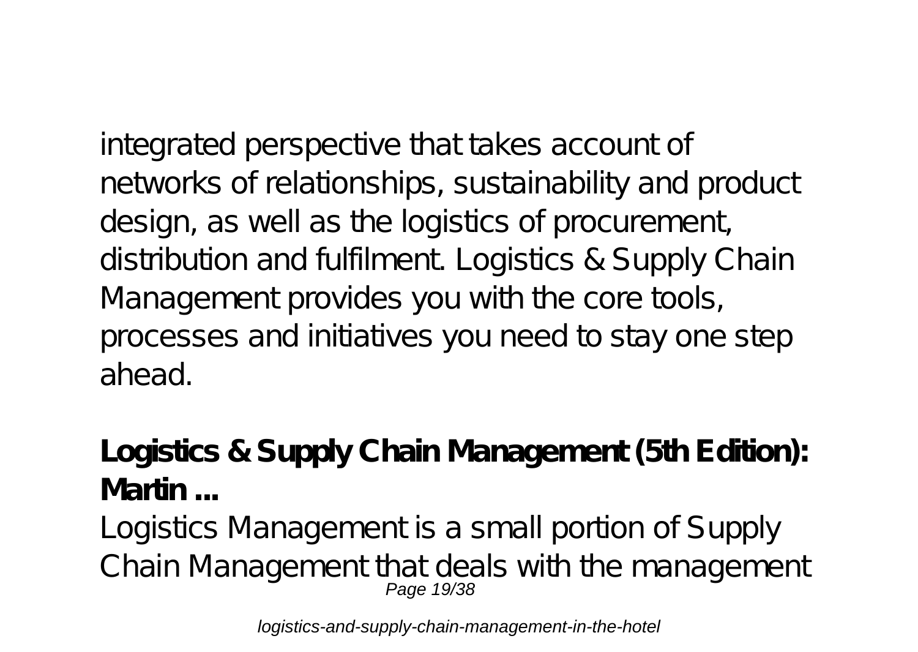integrated perspective that takes account of networks of relationships, sustainability and product design, as well as the logistics of procurement, distribution and fulfilment. Logistics & Supply Chain Management provides you with the core tools, processes and initiatives you need to stay one step ahead.

**Logistics & Supply Chain Management (5th Edition): Martin ...**

Logistics Management is a small portion of Supply Chain Management that deals with the management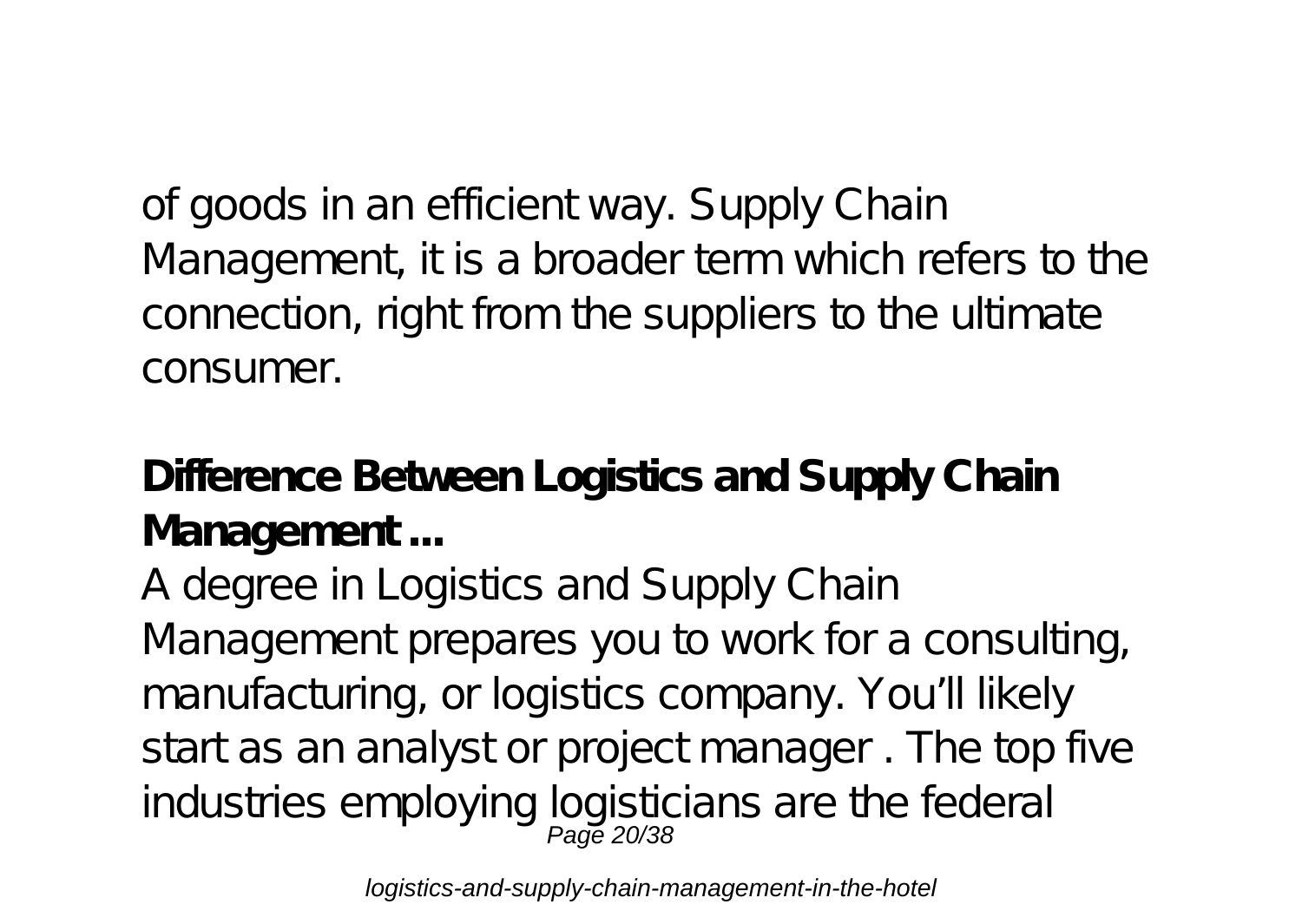of goods in an efficient way. Supply Chain Management, it is a broader term which refers to the connection, right from the suppliers to the ultimate consumer.

**Difference Between Logistics and Supply Chain Management ...**

A degree in Logistics and Supply Chain Management prepares you to work for a consulting, manufacturing, or logistics company. You'll likely start as an analyst or project manager . The top five industries employing logisticians are the federal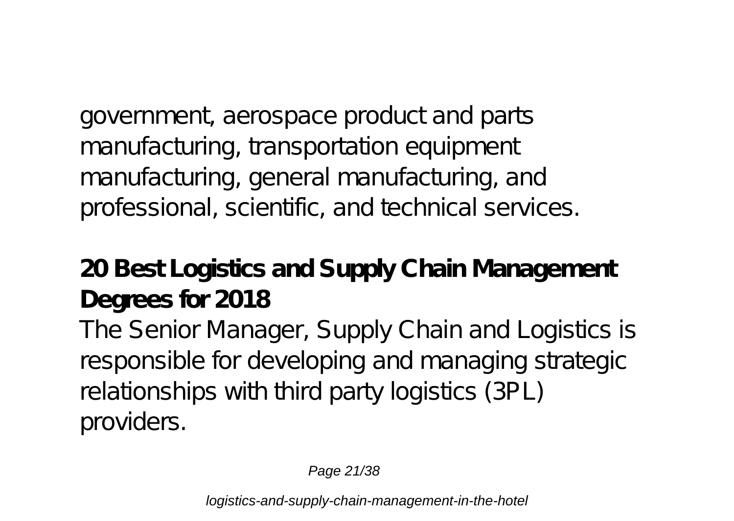government, aerospace product and parts manufacturing, transportation equipment manufacturing, general manufacturing, and professional, scientific, and technical services.

**20 Best Logistics and Supply Chain Management Degrees for 2018**

The Senior Manager, Supply Chain and Logistics is responsible for developing and managing strategic relationships with third party logistics (3PL) providers.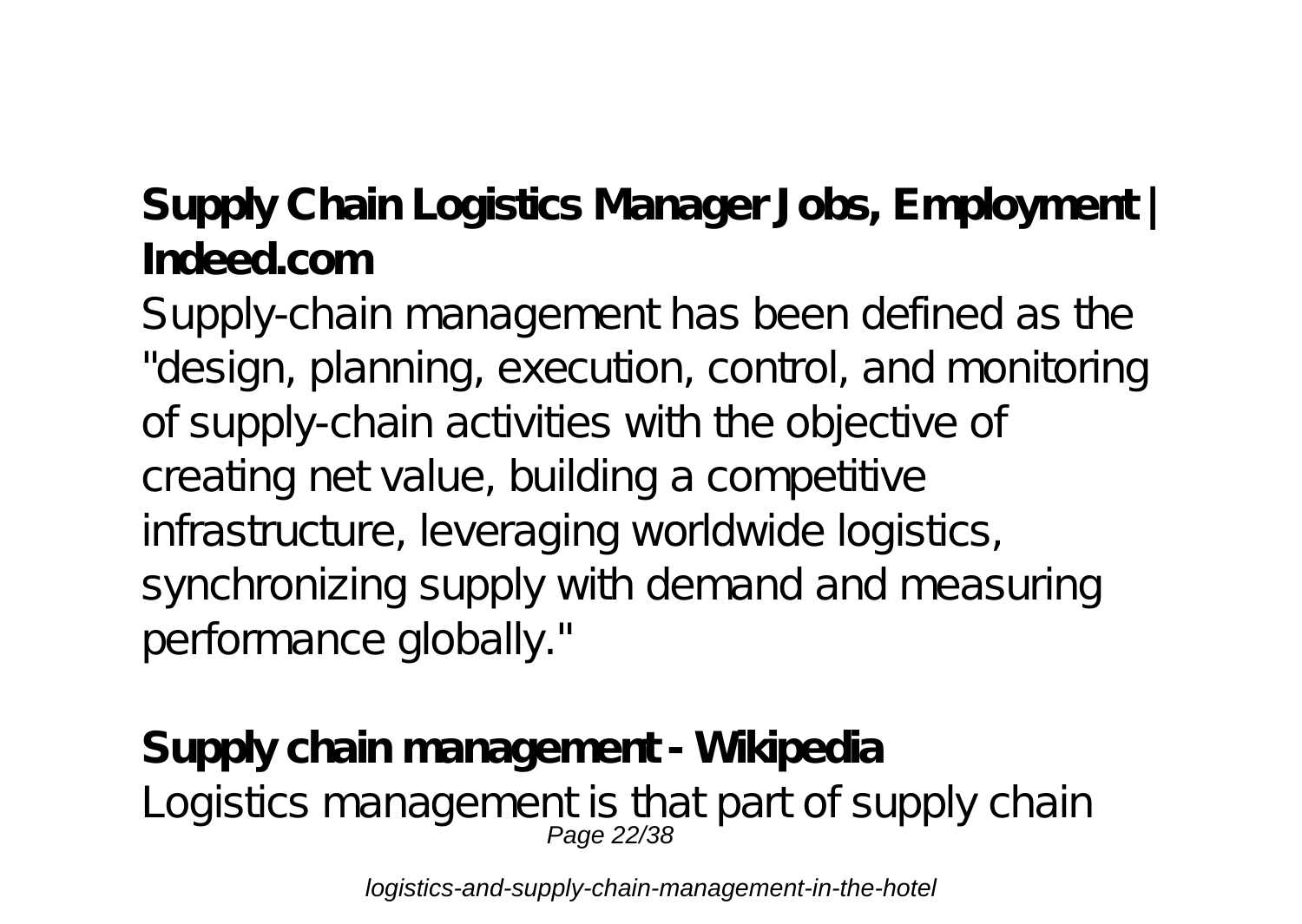**Supply Chain Logistics Manager Jobs, Employment | Indeed.com**

Supply-chain management has been defined as the "design, planning, execution, control, and monitoring of supply-chain activities with the objective of creating net value, building a competitive infrastructure, leveraging worldwide logistics, synchronizing supply with demand and measuring performance globally."

**Supply chain management - Wikipedia**

Logistics management is that part of supply chain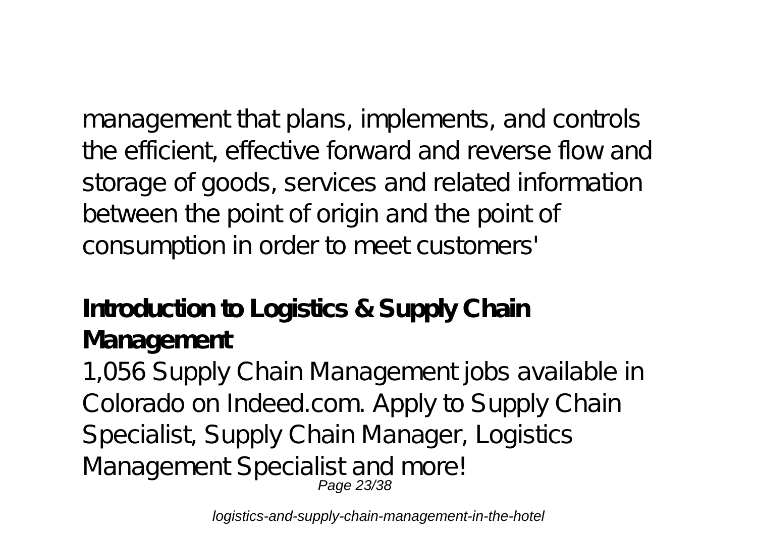management that plans, implements, and controls the efficient, effective forward and reverse flow and storage of goods, services and related information between the point of origin and the point of consumption in order to meet customers'

## Introduction to Logistics & Supply Chain Management

1,056 Supply Chain Management jobs available in Colorado on Indeed.com. Apply to Supply Chain Specialist, Supply Chain Manager, Logistics Management Specialist and more!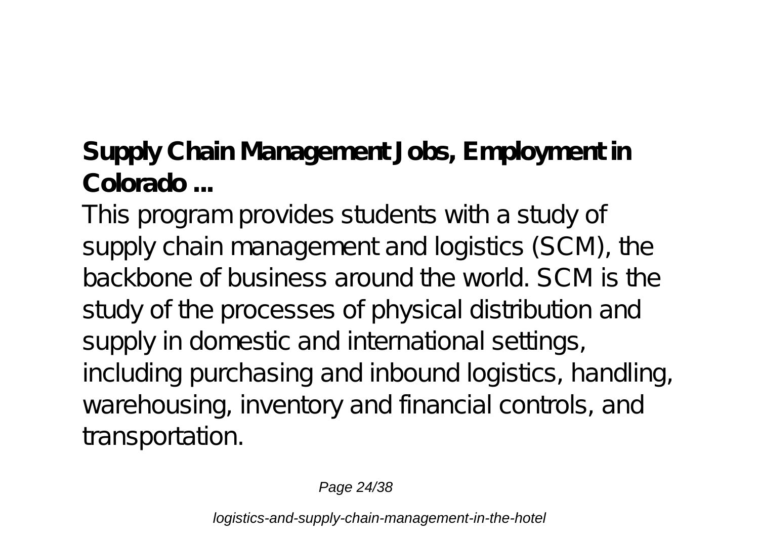## Supply Chain Management Jobs, Employment in Colorado ...

This program provides students with a study of supply chain management and logistics (SCM), the backbone of business around the world. SCM is the study of the processes of physical distribution and supply in domestic and international settings, including purchasing and inbound logistics, handling, warehousing, inventory and financial controls, and transportation.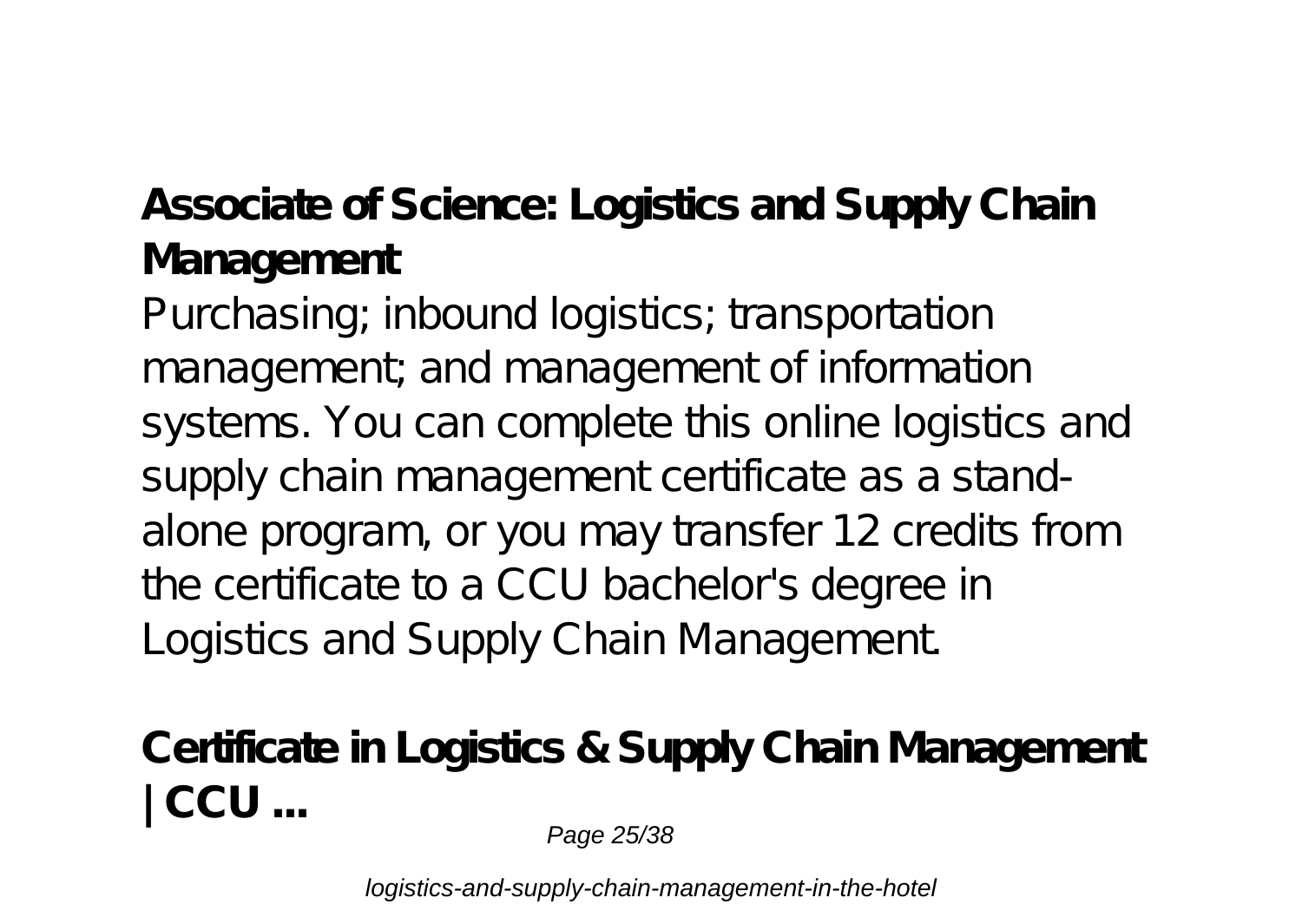## Associate of Science: Logistics and Supply Chain Management

Purchasing; inbound logistics; transportation management; and management of information systems. You can complete this online logistics and supply chain management certificate as a stand-alone program, or you may transfer 12 credits from the certificate to a CCU bachelor's degree in Logistics and Supply Chain Management.

## Certificate in Logistics & Supply Chain Management | CCU ...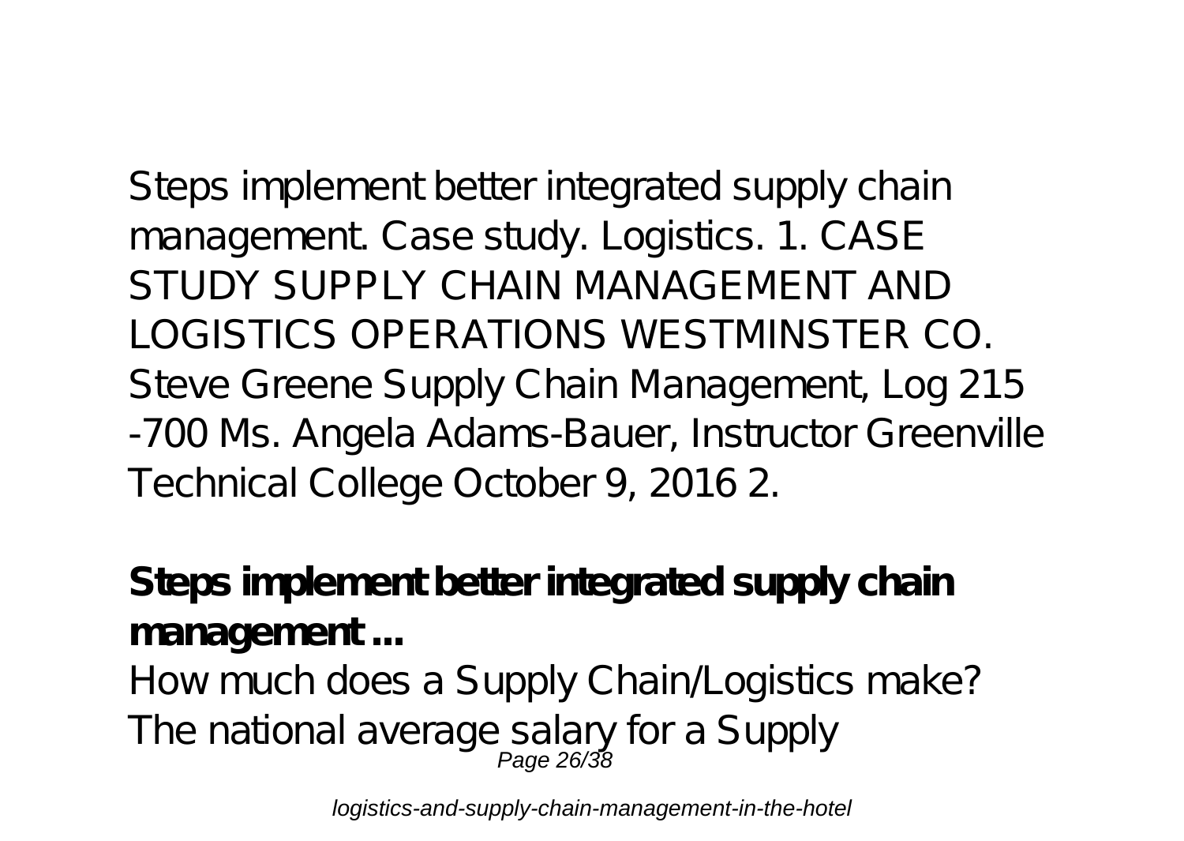Steps implement better integrated supply chain management. Case study. Logistics. 1. CASE STUDY SUPPLY CHAIN MANAGEMENT AND LOGISTICS OPERATIONS WESTMINSTER CO. Steve Greene Supply Chain Management, Log 215 -700 Ms. Angela Adams-Bauer, Instructor Greenville Technical College October 9, 2016 2.

**Steps implement better integrated supply chain management ...**

How much does a Supply Chain/Logistics make? The national average salary for a Supply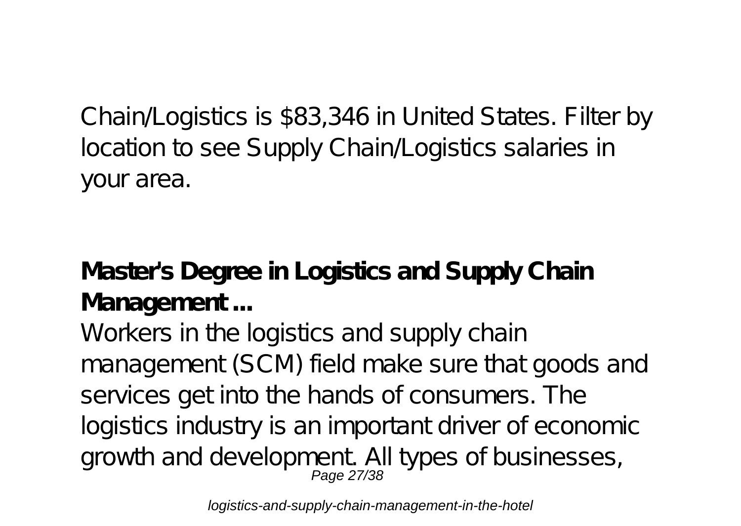Chain/Logistics is $83,346 in United States. Filter by location to see Supply Chain/Logistics salaries in your area.

**Master's Degree in Logistics and Supply Chain Management ...**

Workers in the logistics and supply chain management (SCM) field make sure that goods and services get into the hands of consumers. The logistics industry is an important driver of economic growth and development. All types of businesses,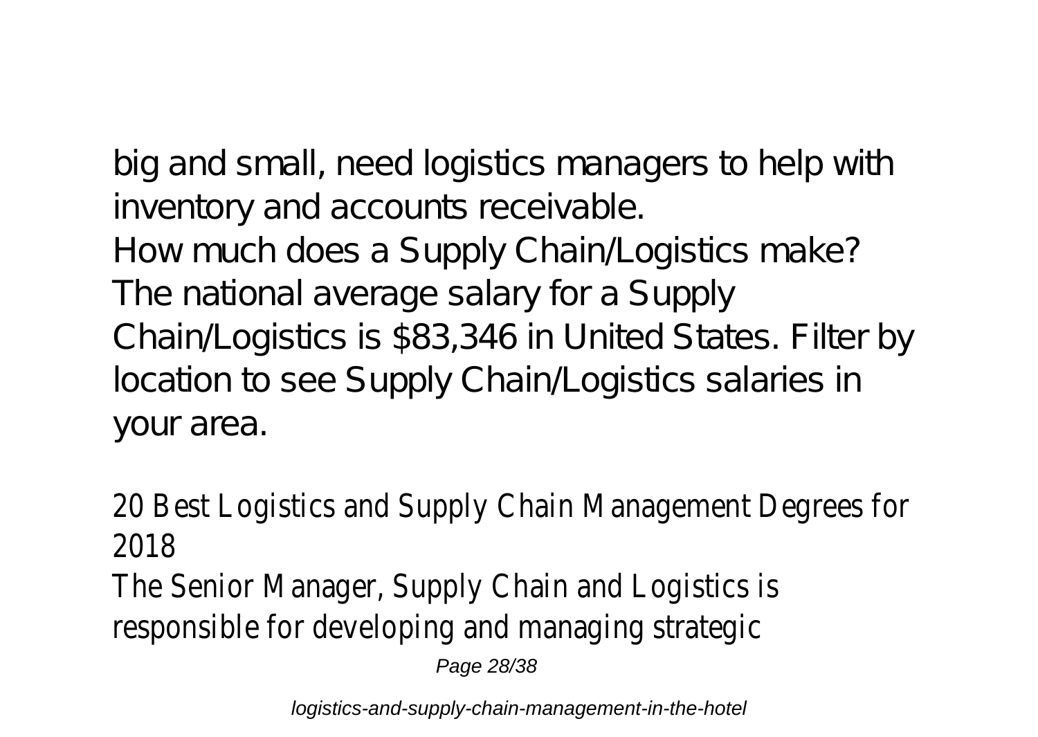big and small, need logistics managers to help with inventory and accounts receivable.

How much does a Supply Chain/Logistics make? The national average salary for a Supply Chain/Logistics is $83,346 in United States. Filter by location to see Supply Chain/Logistics salaries in your area.

20 Best Logistics and Supply Chain Management Degrees for 2018

The Senior Manager, Supply Chain and Logistics is responsible for developing and managing strategic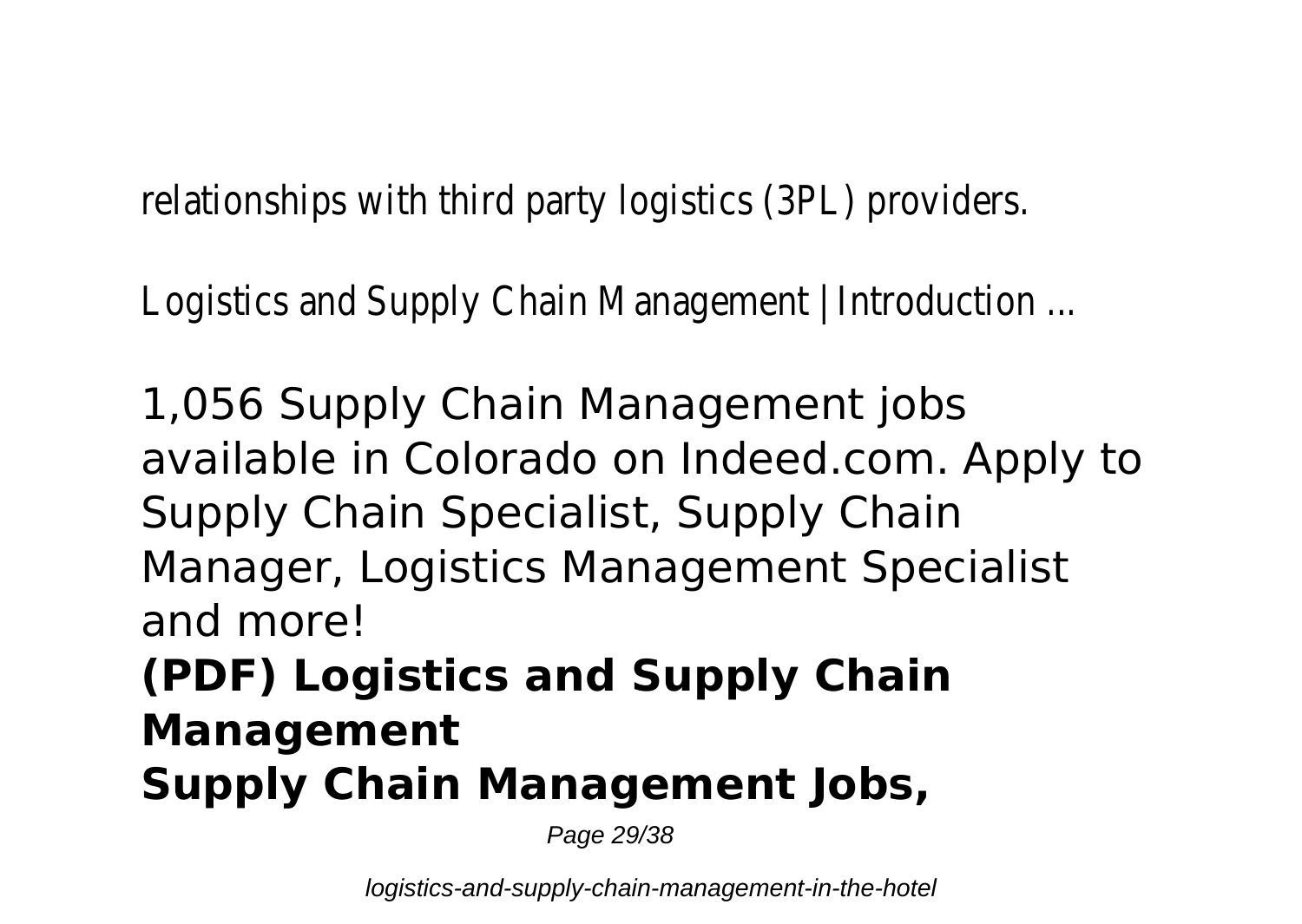relationships with third party logistics (3PL) providers.

Logistics and Supply Chain Management | Introduction ...

1,056 Supply Chain Management jobs available in Colorado on Indeed.com. Apply to Supply Chain Specialist, Supply Chain Manager, Logistics Management Specialist and more!

**(PDF) Logistics and Supply Chain Management**

**Supply Chain Management Jobs,**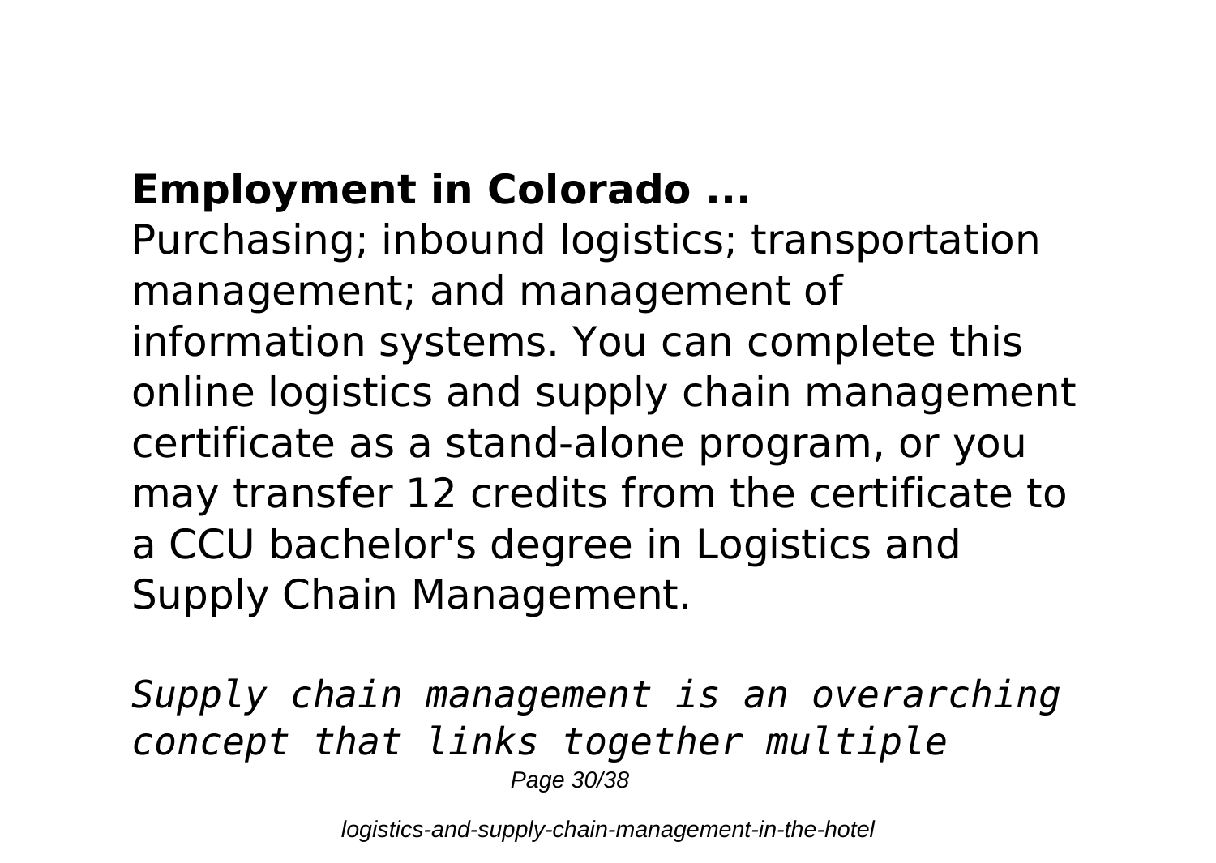## Employment in Colorado ...

Purchasing; inbound logistics; transportation management; and management of information systems. You can complete this online logistics and supply chain management certificate as a stand-alone program, or you may transfer 12 credits from the certificate to a CCU bachelor's degree in Logistics and Supply Chain Management.

*Supply chain management is an overarching concept that links together multiple*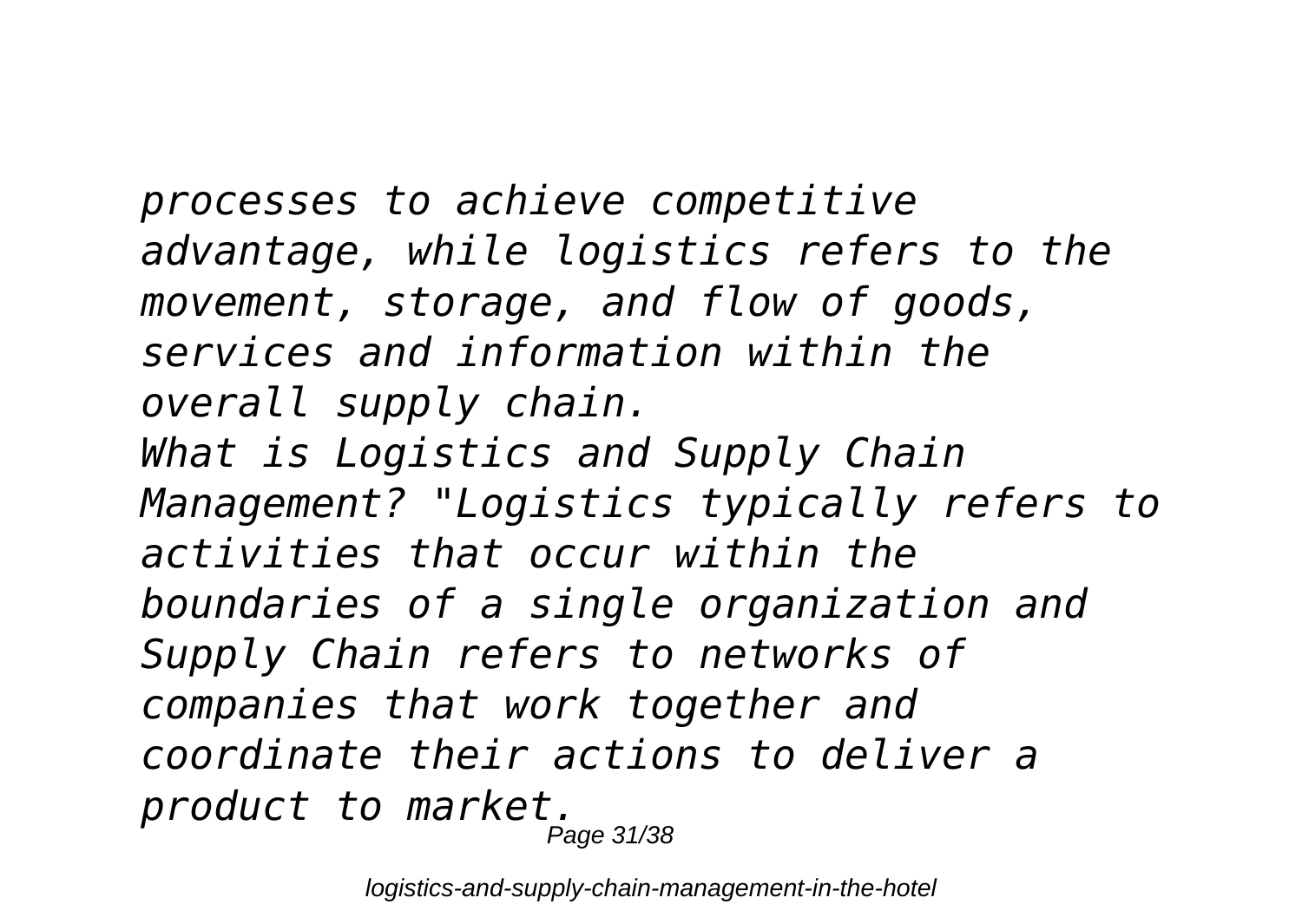*processes to achieve competitive advantage, while logistics refers to the movement, storage, and flow of goods, services and information within the overall supply chain.*

*What is Logistics and Supply Chain Management? "Logistics typically refers to activities that occur within the boundaries of a single organization and Supply Chain refers to networks of companies that work together and coordinate their actions to deliver a product to market.*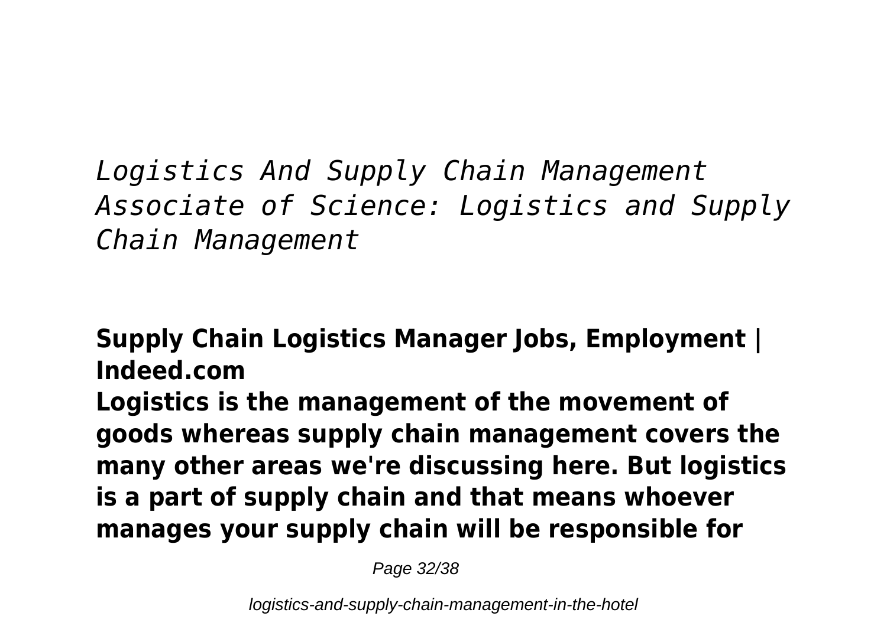*Logistics And Supply Chain Management Associate of Science: Logistics and Supply Chain Management*

**Supply Chain Logistics Manager Jobs, Employment | Indeed.com**

**Logistics is the management of the movement of goods whereas supply chain management covers the many other areas we're discussing here. But logistics is a part of supply chain and that means whoever manages your supply chain will be responsible for**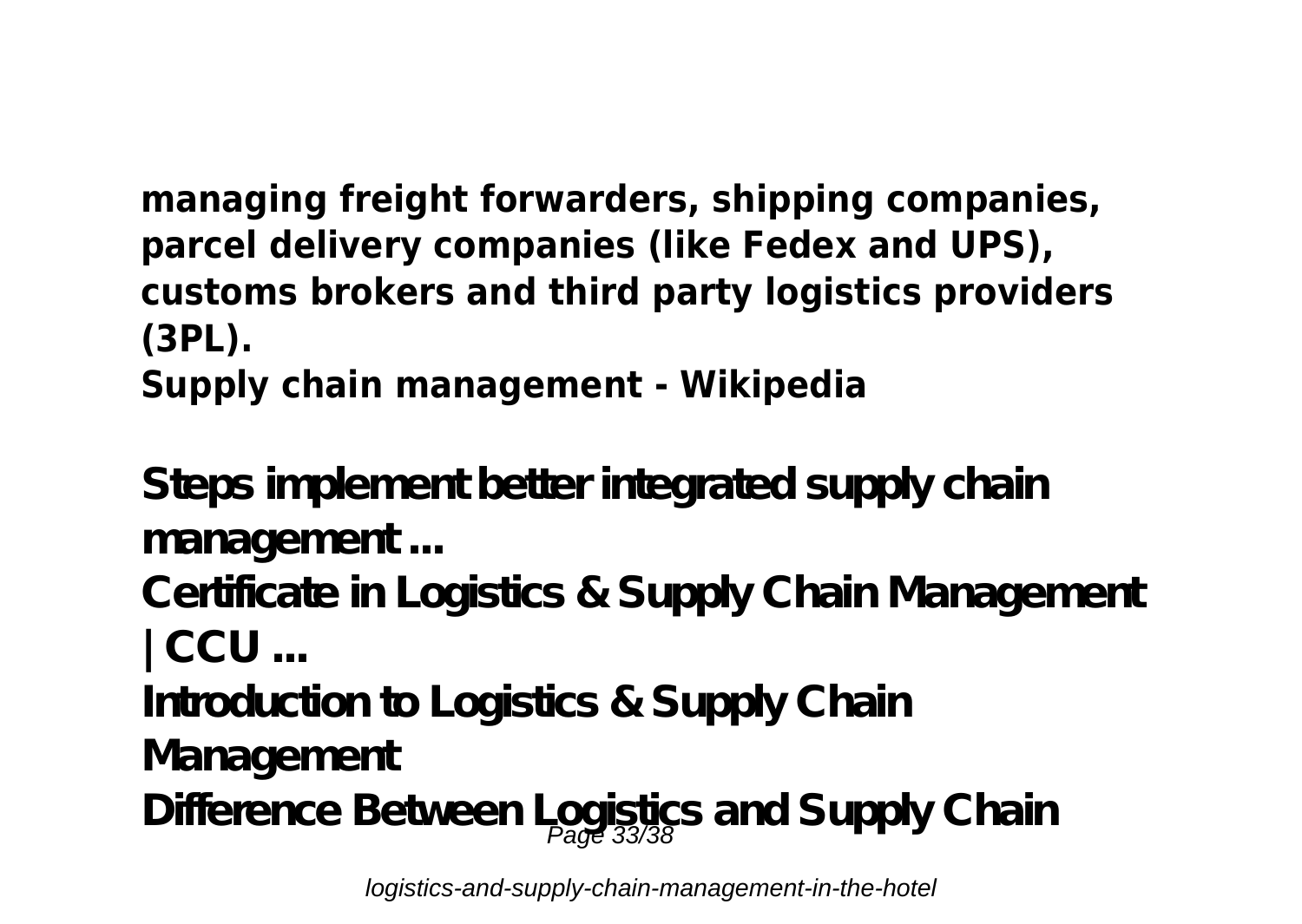**managing freight forwarders, shipping companies, parcel delivery companies (like Fedex and UPS), customs brokers and third party logistics providers (3PL).**
**Supply chain management - Wikipedia**

**Steps implement better integrated supply chain management ...**
**Certificate in Logistics & Supply Chain Management | CCU ...**
**Introduction to Logistics & Supply Chain Management**
**Difference Between Logistics and Supply Chain**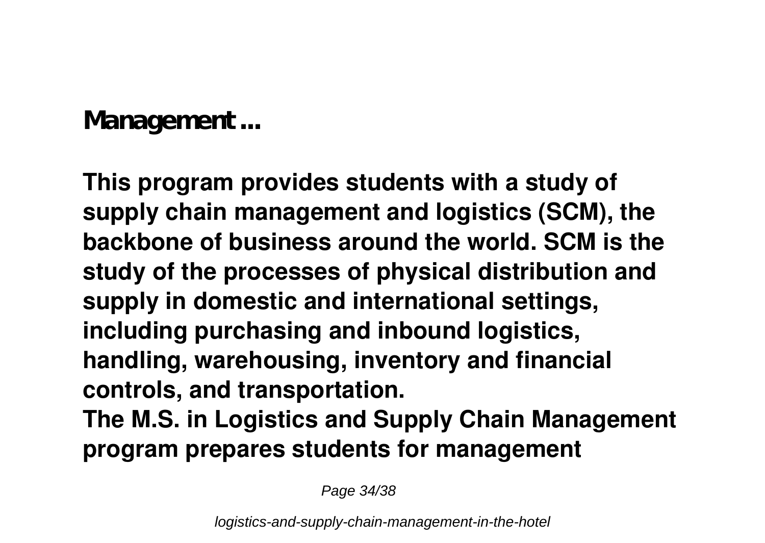## Management ...

**This program provides students with a study of supply chain management and logistics (SCM), the backbone of business around the world. SCM is the study of the processes of physical distribution and supply in domestic and international settings, including purchasing and inbound logistics, handling, warehousing, inventory and financial controls, and transportation.**

**The M.S. in Logistics and Supply Chain Management program prepares students for management**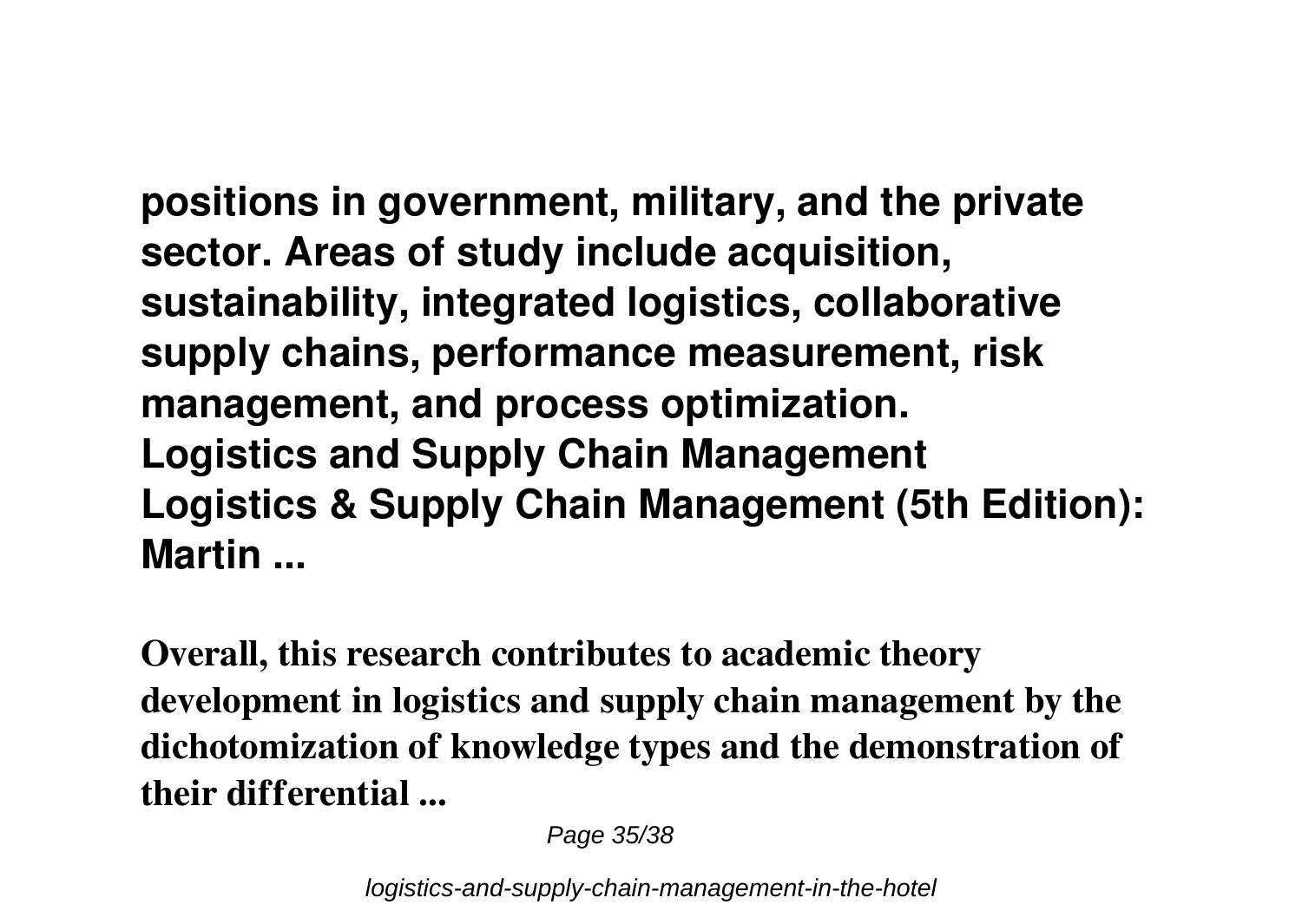**positions in government, military, and the private sector. Areas of study include acquisition, sustainability, integrated logistics, collaborative supply chains, performance measurement, risk management, and process optimization.**
**Logistics and Supply Chain Management**
**Logistics & Supply Chain Management (5th Edition): Martin ...**

**Overall, this research contributes to academic theory development in logistics and supply chain management by the dichotomization of knowledge types and the demonstration of their differential ...**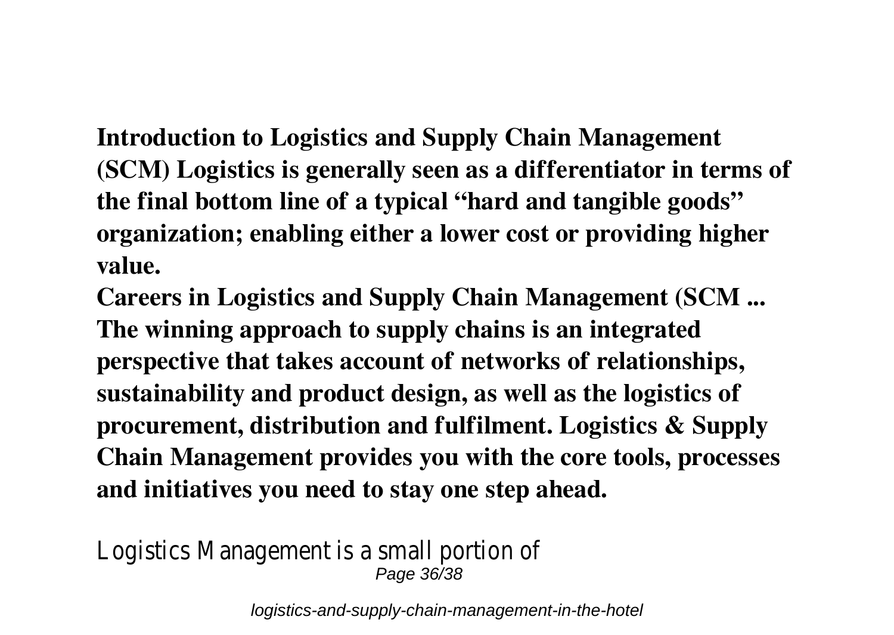**Introduction to Logistics and Supply Chain Management (SCM) Logistics is generally seen as a differentiator in terms of the final bottom line of a typical "hard and tangible goods" organization; enabling either a lower cost or providing higher value.**

**Careers in Logistics and Supply Chain Management (SCM ...**

**The winning approach to supply chains is an integrated perspective that takes account of networks of relationships, sustainability and product design, as well as the logistics of procurement, distribution and fulfilment. Logistics & Supply Chain Management provides you with the core tools, processes and initiatives you need to stay one step ahead.**

Logistics Management is a small portion of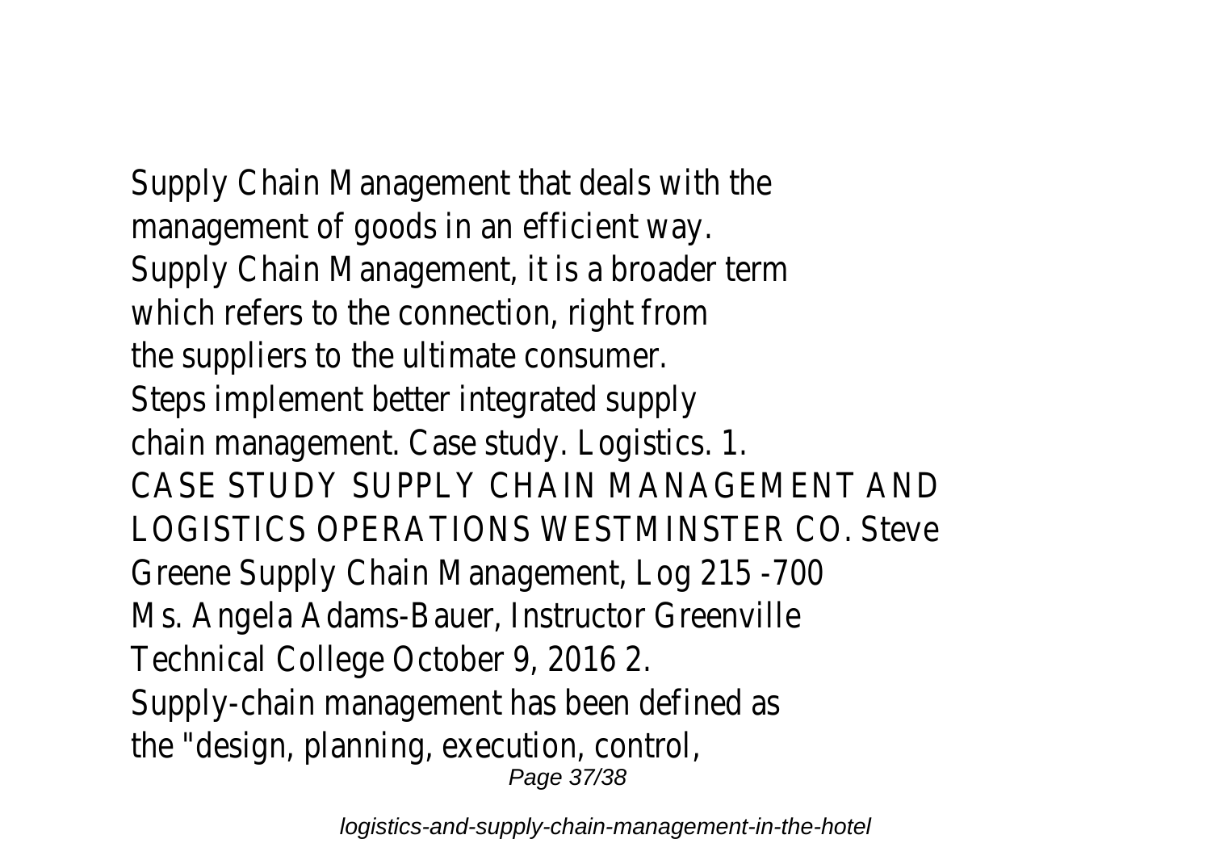Supply Chain Management that deals with the management of goods in an efficient way.
Supply Chain Management, it is a broader term which refers to the connection, right from the suppliers to the ultimate consumer.
Steps implement better integrated supply chain management. Case study. Logistics. 1. CASE STUDY SUPPLY CHAIN MANAGEMENT AND LOGISTICS OPERATIONS WESTMINSTER CO. Steve Greene Supply Chain Management, Log 215 -700 Ms. Angela Adams-Bauer, Instructor Greenville Technical College October 9, 2016 2.
Supply-chain management has been defined as the "design, planning, execution, control,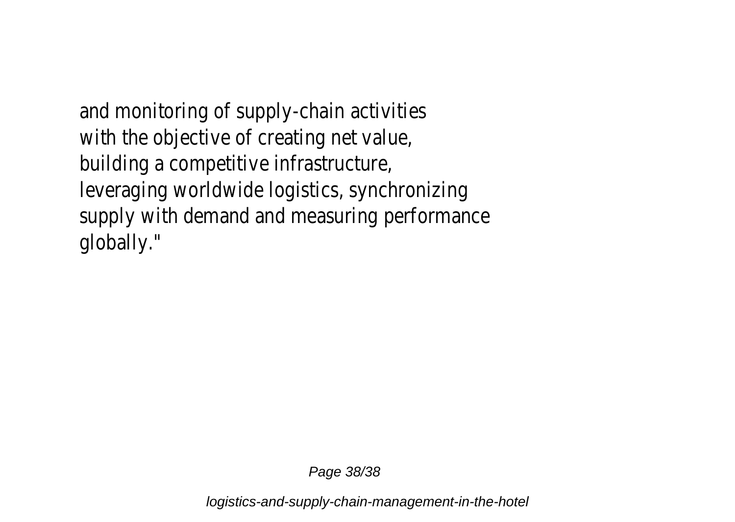and monitoring of supply-chain activities with the objective of creating net value, building a competitive infrastructure, leveraging worldwide logistics, synchronizing supply with demand and measuring performance globally."